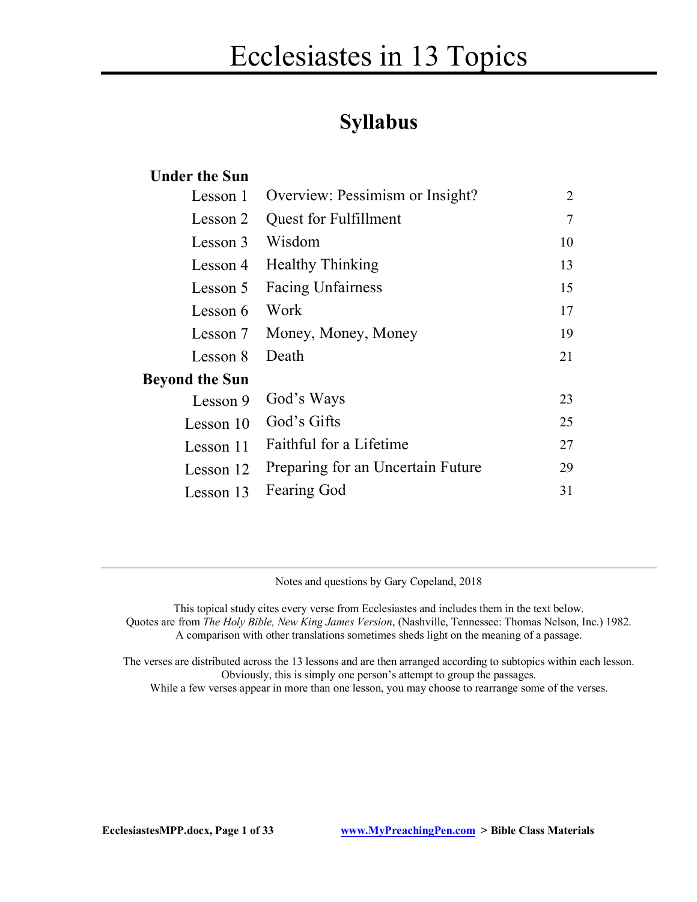# Ecclesiastes in 13 Topics

## Syllabus

| | | |
|---|---|---|
| **Under the Sun** | | |
| Lesson 1 | Overview: Pessimism or Insight? | 2 |
| Lesson 2 | Quest for Fulfillment | 7 |
| Lesson 3 | Wisdom | 10 |
| Lesson 4 | Healthy Thinking | 13 |
| Lesson 5 | Facing Unfairness | 15 |
| Lesson 6 | Work | 17 |
| Lesson 7 | Money, Money, Money | 19 |
| Lesson 8 | Death | 21 |
| **Beyond the Sun** | | |
| Lesson 9 | God's Ways | 23 |
| Lesson 10 | God's Gifts | 25 |
| Lesson 11 | Faithful for a Lifetime | 27 |
| Lesson 12 | Preparing for an Uncertain Future | 29 |
| Lesson 13 | Fearing God | 31 |

---

Notes and questions by Gary Copeland, 2018

This topical study cites every verse from Ecclesiastes and includes them in the text below.
Quotes are from *The Holy Bible, New King James Version*, (Nashville, Tennessee: Thomas Nelson, Inc.) 1982.
A comparison with other translations sometimes sheds light on the meaning of a passage.

The verses are distributed across the 13 lessons and are then arranged according to subtopics within each lesson.
Obviously, this is simply one person's attempt to group the passages.
While a few verses appear in more than one lesson, you may choose to rearrange some of the verses.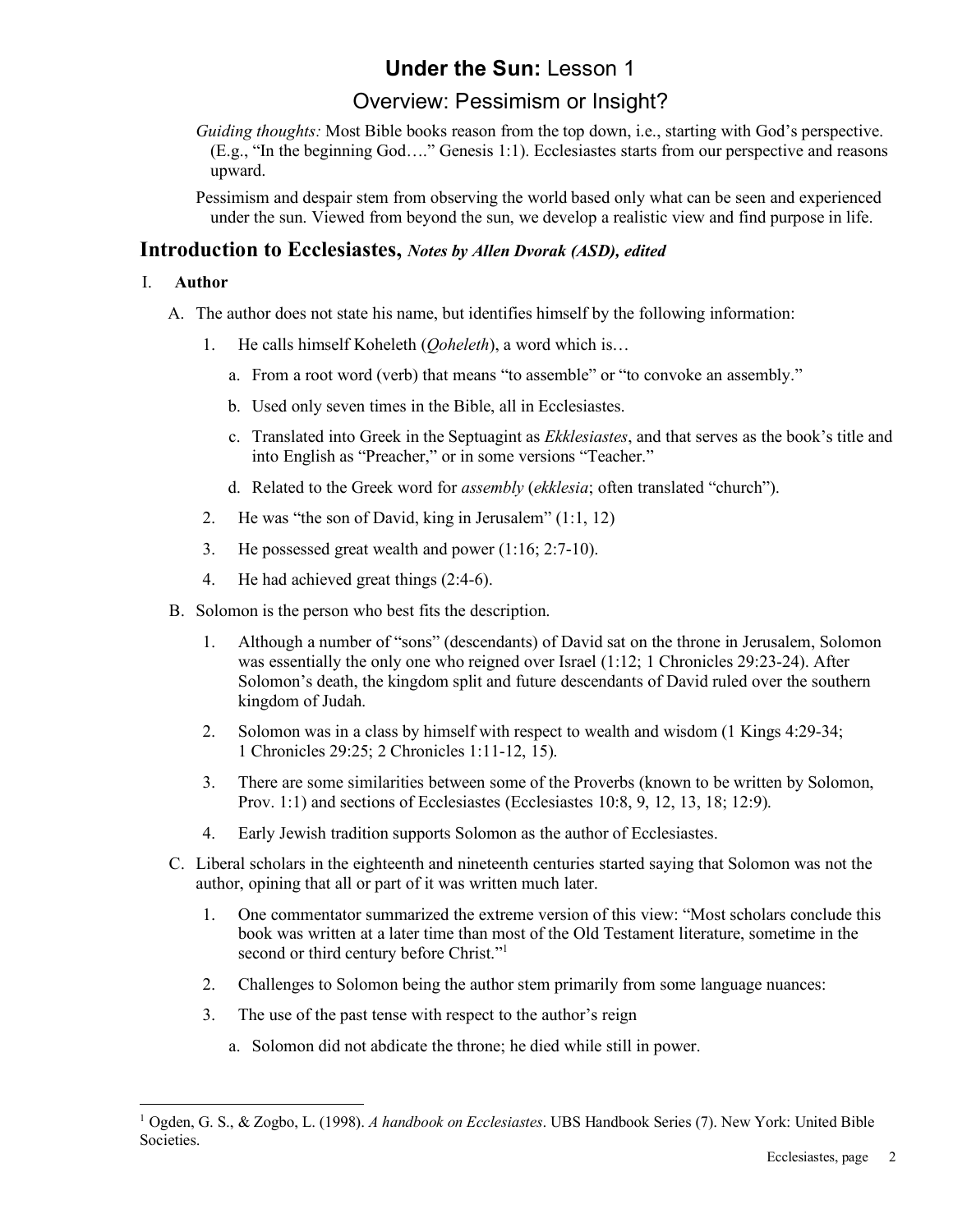# **Under the Sun:** Lesson 1

## Overview: Pessimism or Insight?

*Guiding thoughts:* Most Bible books reason from the top down, i.e., starting with God's perspective. (E.g., "In the beginning God…." Genesis 1:1). Ecclesiastes starts from our perspective and reasons upward.

Pessimism and despair stem from observing the world based only what can be seen and experienced under the sun. Viewed from beyond the sun, we develop a realistic view and find purpose in life.

## Introduction to Ecclesiastes, *Notes by Allen Dvorak (ASD), edited*

I. **Author**

A. The author does not state his name, but identifies himself by the following information:

1. He calls himself Koheleth (*Qoheleth*), a word which is…
    a. From a root word (verb) that means "to assemble" or "to convoke an assembly."
    b. Used only seven times in the Bible, all in Ecclesiastes.
    c. Translated into Greek in the Septuagint as *Ekklesiastes*, and that serves as the book's title and into English as "Preacher," or in some versions "Teacher."
    d. Related to the Greek word for *assembly* (*ekklesia*; often translated "church").
2. He was "the son of David, king in Jerusalem" (1:1, 12)
3. He possessed great wealth and power (1:16; 2:7-10).
4. He had achieved great things (2:4-6).

B. Solomon is the person who best fits the description.

1. Although a number of "sons" (descendants) of David sat on the throne in Jerusalem, Solomon was essentially the only one who reigned over Israel (1:12; 1 Chronicles 29:23-24). After Solomon's death, the kingdom split and future descendants of David ruled over the southern kingdom of Judah.
2. Solomon was in a class by himself with respect to wealth and wisdom (1 Kings 4:29-34; 1 Chronicles 29:25; 2 Chronicles 1:11-12, 15).
3. There are some similarities between some of the Proverbs (known to be written by Solomon, Prov. 1:1) and sections of Ecclesiastes (Ecclesiastes 10:8, 9, 12, 13, 18; 12:9).
4. Early Jewish tradition supports Solomon as the author of Ecclesiastes.

C. Liberal scholars in the eighteenth and nineteenth centuries started saying that Solomon was not the author, opining that all or part of it was written much later.

1. One commentator summarized the extreme version of this view: "Most scholars conclude this book was written at a later time than most of the Old Testament literature, sometime in the second or third century before Christ."[1]
2. Challenges to Solomon being the author stem primarily from some language nuances:
3. The use of the past tense with respect to the author's reign
    a. Solomon did not abdicate the throne; he died while still in power.

---

[1] Ogden, G. S., & Zogbo, L. (1998). *A handbook on Ecclesiastes*. UBS Handbook Series (7). New York: United Bible Societies.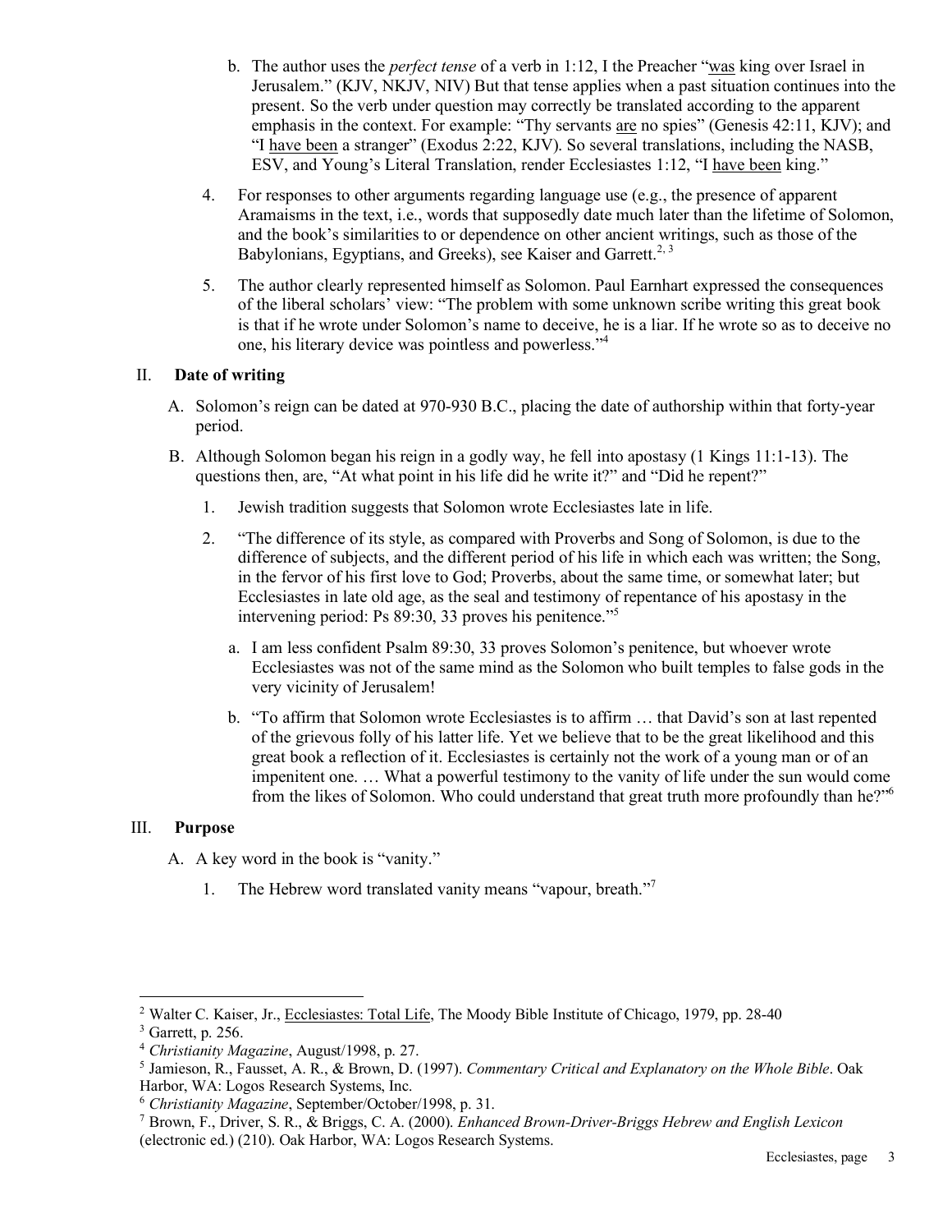b. The author uses the *perfect tense* of a verb in 1:12, I the Preacher "was king over Israel in Jerusalem." (KJV, NKJV, NIV) But that tense applies when a past situation continues into the present. So the verb under question may correctly be translated according to the apparent emphasis in the context. For example: "Thy servants are no spies" (Genesis 42:11, KJV); and "I have been a stranger" (Exodus 2:22, KJV). So several translations, including the NASB, ESV, and Young's Literal Translation, render Ecclesiastes 1:12, "I have been king."

4. For responses to other arguments regarding language use (e.g., the presence of apparent Aramaisms in the text, i.e., words that supposedly date much later than the lifetime of Solomon, and the book's similarities to or dependence on other ancient writings, such as those of the Babylonians, Egyptians, and Greeks), see Kaiser and Garrett.[2, 3]

5. The author clearly represented himself as Solomon. Paul Earnhart expressed the consequences of the liberal scholars' view: "The problem with some unknown scribe writing this great book is that if he wrote under Solomon's name to deceive, he is a liar. If he wrote so as to deceive no one, his literary device was pointless and powerless."[4]

## II. **Date of writing**

A. Solomon's reign can be dated at 970-930 B.C., placing the date of authorship within that forty-year period.

B. Although Solomon began his reign in a godly way, he fell into apostasy (1 Kings 11:1-13). The questions then, are, "At what point in his life did he write it?" and "Did he repent?"

1. Jewish tradition suggests that Solomon wrote Ecclesiastes late in life.

2. "The difference of its style, as compared with Proverbs and Song of Solomon, is due to the difference of subjects, and the different period of his life in which each was written; the Song, in the fervor of his first love to God; Proverbs, about the same time, or somewhat later; but Ecclesiastes in late old age, as the seal and testimony of repentance of his apostasy in the intervening period: Ps 89:30, 33 proves his penitence."[5]

   a. I am less confident Psalm 89:30, 33 proves Solomon's penitence, but whoever wrote Ecclesiastes was not of the same mind as the Solomon who built temples to false gods in the very vicinity of Jerusalem!

   b. "To affirm that Solomon wrote Ecclesiastes is to affirm … that David's son at last repented of the grievous folly of his latter life. Yet we believe that to be the great likelihood and this great book a reflection of it. Ecclesiastes is certainly not the work of a young man or of an impenitent one. … What a powerful testimony to the vanity of life under the sun would come from the likes of Solomon. Who could understand that great truth more profoundly than he?"[6]

## III. **Purpose**

A. A key word in the book is "vanity."

1. The Hebrew word translated vanity means "vapour, breath."[7]

---

[2] Walter C. Kaiser, Jr., Ecclesiastes: Total Life, The Moody Bible Institute of Chicago, 1979, pp. 28-40

[3] Garrett, p. 256.

[4] *Christianity Magazine*, August/1998, p. 27.

[5] Jamieson, R., Fausset, A. R., & Brown, D. (1997). *Commentary Critical and Explanatory on the Whole Bible*. Oak Harbor, WA: Logos Research Systems, Inc.

[6] *Christianity Magazine*, September/October/1998, p. 31.

[7] Brown, F., Driver, S. R., & Briggs, C. A. (2000). *Enhanced Brown-Driver-Briggs Hebrew and English Lexicon* (electronic ed.) (210). Oak Harbor, WA: Logos Research Systems.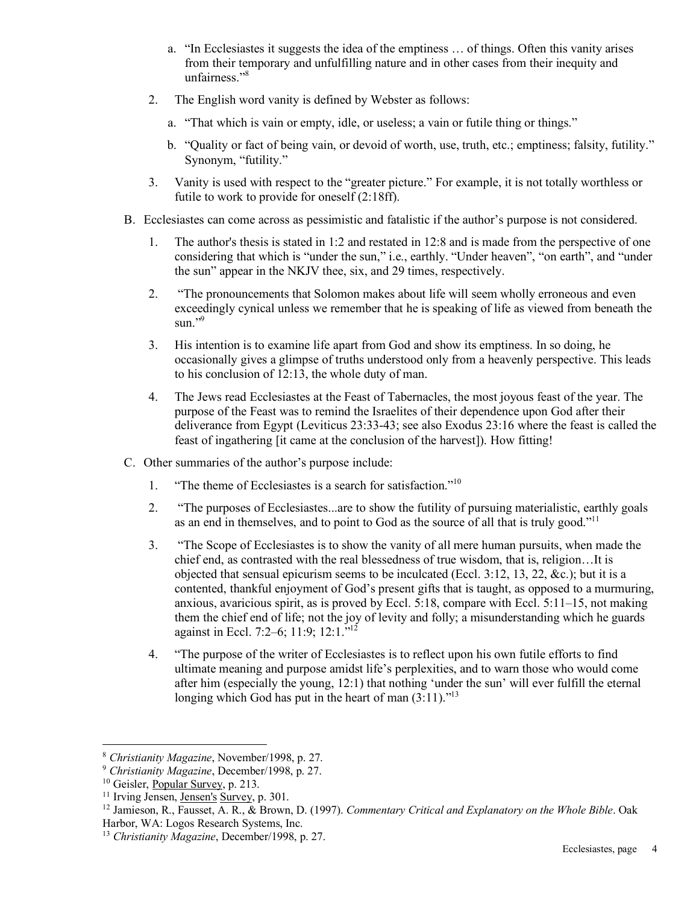a. "In Ecclesiastes it suggests the idea of the emptiness … of things. Often this vanity arises from their temporary and unfulfilling nature and in other cases from their inequity and unfairness."[8]

2. The English word vanity is defined by Webster as follows:

   a. "That which is vain or empty, idle, or useless; a vain or futile thing or things."

   b. "Quality or fact of being vain, or devoid of worth, use, truth, etc.; emptiness; falsity, futility." Synonym, "futility."

3. Vanity is used with respect to the "greater picture." For example, it is not totally worthless or futile to work to provide for oneself (2:18ff).

B. Ecclesiastes can come across as pessimistic and fatalistic if the author's purpose is not considered.

1. The author's thesis is stated in 1:2 and restated in 12:8 and is made from the perspective of one considering that which is "under the sun," i.e., earthly. "Under heaven", "on earth", and "under the sun" appear in the NKJV thee, six, and 29 times, respectively.

2. "The pronouncements that Solomon makes about life will seem wholly erroneous and even exceedingly cynical unless we remember that he is speaking of life as viewed from beneath the sun."[9]

3. His intention is to examine life apart from God and show its emptiness. In so doing, he occasionally gives a glimpse of truths understood only from a heavenly perspective. This leads to his conclusion of 12:13, the whole duty of man.

4. The Jews read Ecclesiastes at the Feast of Tabernacles, the most joyous feast of the year. The purpose of the Feast was to remind the Israelites of their dependence upon God after their deliverance from Egypt (Leviticus 23:33-43; see also Exodus 23:16 where the feast is called the feast of ingathering [it came at the conclusion of the harvest]). How fitting!

C. Other summaries of the author's purpose include:

1. "The theme of Ecclesiastes is a search for satisfaction."[10]

2. "The purposes of Ecclesiastes...are to show the futility of pursuing materialistic, earthly goals as an end in themselves, and to point to God as the source of all that is truly good."[11]

3. "The Scope of Ecclesiastes is to show the vanity of all mere human pursuits, when made the chief end, as contrasted with the real blessedness of true wisdom, that is, religion…It is objected that sensual epicurism seems to be inculcated (Eccl. 3:12, 13, 22, &c.); but it is a contented, thankful enjoyment of God's present gifts that is taught, as opposed to a murmuring, anxious, avaricious spirit, as is proved by Eccl. 5:18, compare with Eccl. 5:11–15, not making them the chief end of life; not the joy of levity and folly; a misunderstanding which he guards against in Eccl. 7:2–6; 11:9; 12:1."[12]

4. "The purpose of the writer of Ecclesiastes is to reflect upon his own futile efforts to find ultimate meaning and purpose amidst life's perplexities, and to warn those who would come after him (especially the young, 12:1) that nothing 'under the sun' will ever fulfill the eternal longing which God has put in the heart of man (3:11)."[13]

---

[8] *Christianity Magazine*, November/1998, p. 27.

[9] *Christianity Magazine*, December/1998, p. 27.

[10] Geisler, Popular Survey, p. 213.

[11] Irving Jensen, Jensen's Survey, p. 301.

[12] Jamieson, R., Fausset, A. R., & Brown, D. (1997). *Commentary Critical and Explanatory on the Whole Bible*. Oak Harbor, WA: Logos Research Systems, Inc.

[13] *Christianity Magazine*, December/1998, p. 27.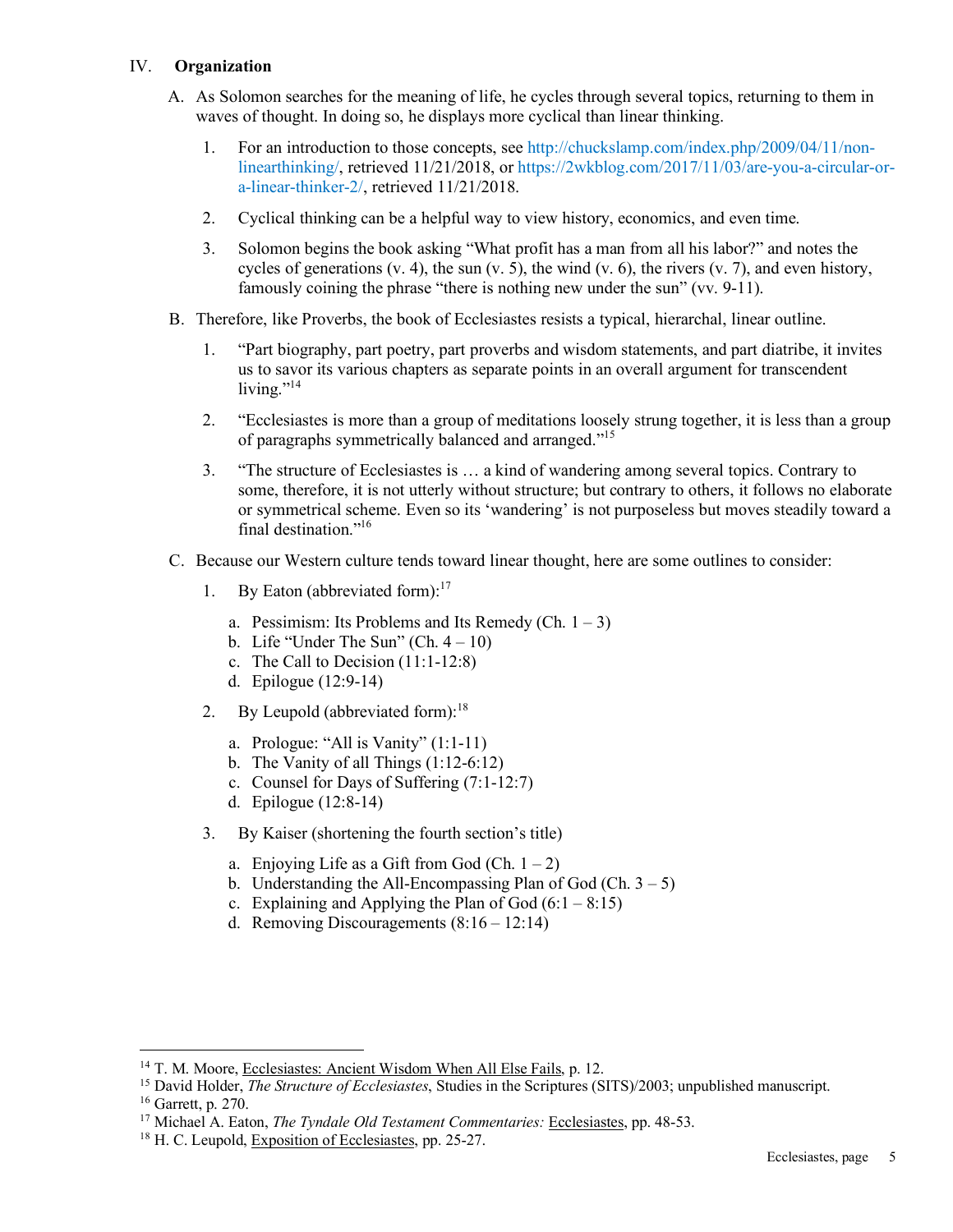IV. **Organization**

A. As Solomon searches for the meaning of life, he cycles through several topics, returning to them in waves of thought. In doing so, he displays more cyclical than linear thinking.

1. For an introduction to those concepts, see http://chuckslamp.com/index.php/2009/04/11/non-linearthinking/, retrieved 11/21/2018, or https://2wkblog.com/2017/11/03/are-you-a-circular-or-a-linear-thinker-2/, retrieved 11/21/2018.

2. Cyclical thinking can be a helpful way to view history, economics, and even time.

3. Solomon begins the book asking "What profit has a man from all his labor?" and notes the cycles of generations (v. 4), the sun (v. 5), the wind (v. 6), the rivers (v. 7), and even history, famously coining the phrase "there is nothing new under the sun" (vv. 9-11).

B. Therefore, like Proverbs, the book of Ecclesiastes resists a typical, hierarchal, linear outline.

1. "Part biography, part poetry, part proverbs and wisdom statements, and part diatribe, it invites us to savor its various chapters as separate points in an overall argument for transcendent living."[14]

2. "Ecclesiastes is more than a group of meditations loosely strung together, it is less than a group of paragraphs symmetrically balanced and arranged."[15]

3. "The structure of Ecclesiastes is … a kind of wandering among several topics. Contrary to some, therefore, it is not utterly without structure; but contrary to others, it follows no elaborate or symmetrical scheme. Even so its 'wandering' is not purposeless but moves steadily toward a final destination."[16]

C. Because our Western culture tends toward linear thought, here are some outlines to consider:

1. By Eaton (abbreviated form):[17]

   a. Pessimism: Its Problems and Its Remedy (Ch. 1 – 3)
   b. Life "Under The Sun" (Ch. 4 – 10)
   c. The Call to Decision (11:1-12:8)
   d. Epilogue (12:9-14)

2. By Leupold (abbreviated form):[18]

   a. Prologue: "All is Vanity" (1:1-11)
   b. The Vanity of all Things (1:12-6:12)
   c. Counsel for Days of Suffering (7:1-12:7)
   d. Epilogue (12:8-14)

3. By Kaiser (shortening the fourth section's title)

   a. Enjoying Life as a Gift from God (Ch. 1 – 2)
   b. Understanding the All-Encompassing Plan of God (Ch. 3 – 5)
   c. Explaining and Applying the Plan of God (6:1 – 8:15)
   d. Removing Discouragements (8:16 – 12:14)

---

[14] T. M. Moore, Ecclesiastes: Ancient Wisdom When All Else Fails, p. 12.

[15] David Holder, *The Structure of Ecclesiastes*, Studies in the Scriptures (SITS)/2003; unpublished manuscript.

[16] Garrett, p. 270.

[17] Michael A. Eaton, *The Tyndale Old Testament Commentaries:* Ecclesiastes, pp. 48-53.

[18] H. C. Leupold, Exposition of Ecclesiastes, pp. 25-27.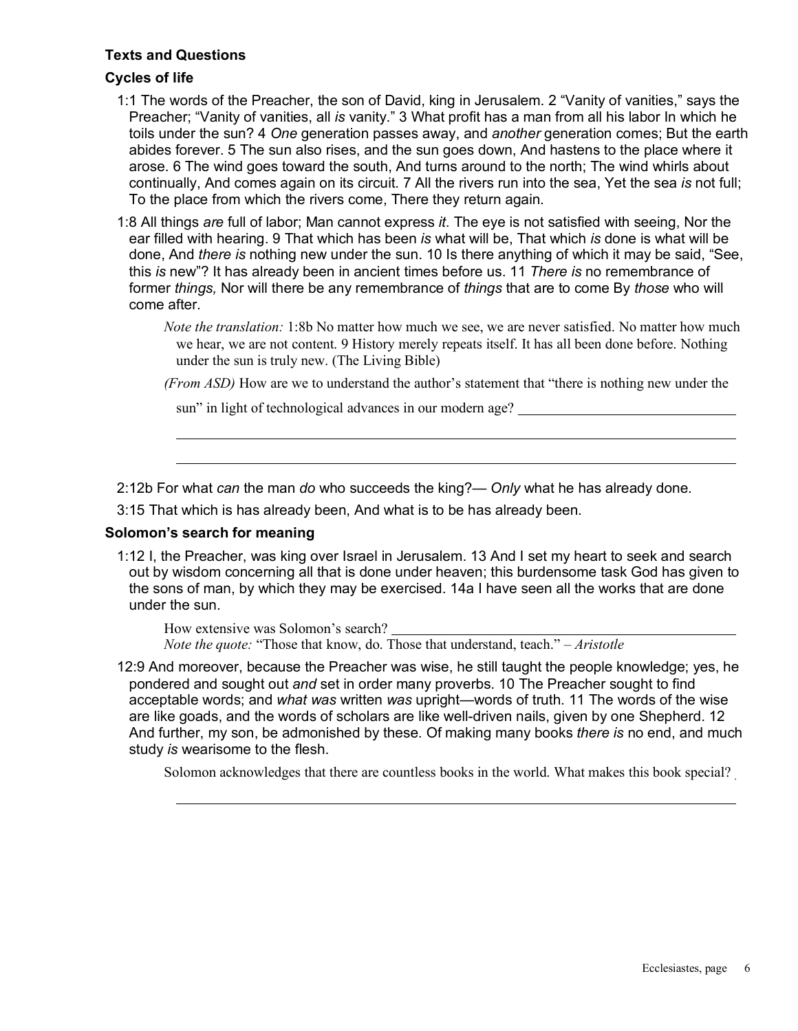**Texts and Questions**

**Cycles of life**

1:1 The words of the Preacher, the son of David, king in Jerusalem. 2 “Vanity of vanities,” says the Preacher; “Vanity of vanities, all *is* vanity.” 3 What profit has a man from all his labor In which he toils under the sun? 4 *One* generation passes away, and *another* generation comes; But the earth abides forever. 5 The sun also rises, and the sun goes down, And hastens to the place where it arose. 6 The wind goes toward the south, And turns around to the north; The wind whirls about continually, And comes again on its circuit. 7 All the rivers run into the sea, Yet the sea *is* not full; To the place from which the rivers come, There they return again.

1:8 All things *are* full of labor; Man cannot express *it*. The eye is not satisfied with seeing, Nor the ear filled with hearing. 9 That which has been *is* what will be, That which *is* done is what will be done, And *there is* nothing new under the sun. 10 Is there anything of which it may be said, “See, this *is* new”? It has already been in ancient times before us. 11 *There is* no remembrance of former *things,* Nor will there be any remembrance of *things* that are to come By *those* who will come after.

> *Note the translation:* 1:8b No matter how much we see, we are never satisfied. No matter how much we hear, we are not content. 9 History merely repeats itself. It has all been done before. Nothing under the sun is truly new. (The Living Bible)
>
> *(From ASD)* How are we to understand the author’s statement that “there is nothing new under the sun” in light of technological advances in our modern age? ______________________________
>
> ______________________________________________________________________________
>
> ______________________________________________________________________________

2:12b For what *can* the man *do* who succeeds the king?— *Only* what he has already done.

3:15 That which is has already been, And what is to be has already been.

**Solomon’s search for meaning**

1:12 I, the Preacher, was king over Israel in Jerusalem. 13 And I set my heart to seek and search out by wisdom concerning all that is done under heaven; this burdensome task God has given to the sons of man, by which they may be exercised. 14a I have seen all the works that are done under the sun.

> How extensive was Solomon’s search? ______________________________________________
>
> *Note the quote:* “Those that know, do. Those that understand, teach.” – *Aristotle*

12:9 And moreover, because the Preacher was wise, he still taught the people knowledge; yes, he pondered and sought out *and* set in order many proverbs. 10 The Preacher sought to find acceptable words; and *what was* written *was* upright—words of truth. 11 The words of the wise are like goads, and the words of scholars are like well-driven nails, given by one Shepherd. 12 And further, my son, be admonished by these. Of making many books *there is* no end, and much study *is* wearisome to the flesh.

> Solomon acknowledges that there are countless books in the world. What makes this book special?
>
> ______________________________________________________________________________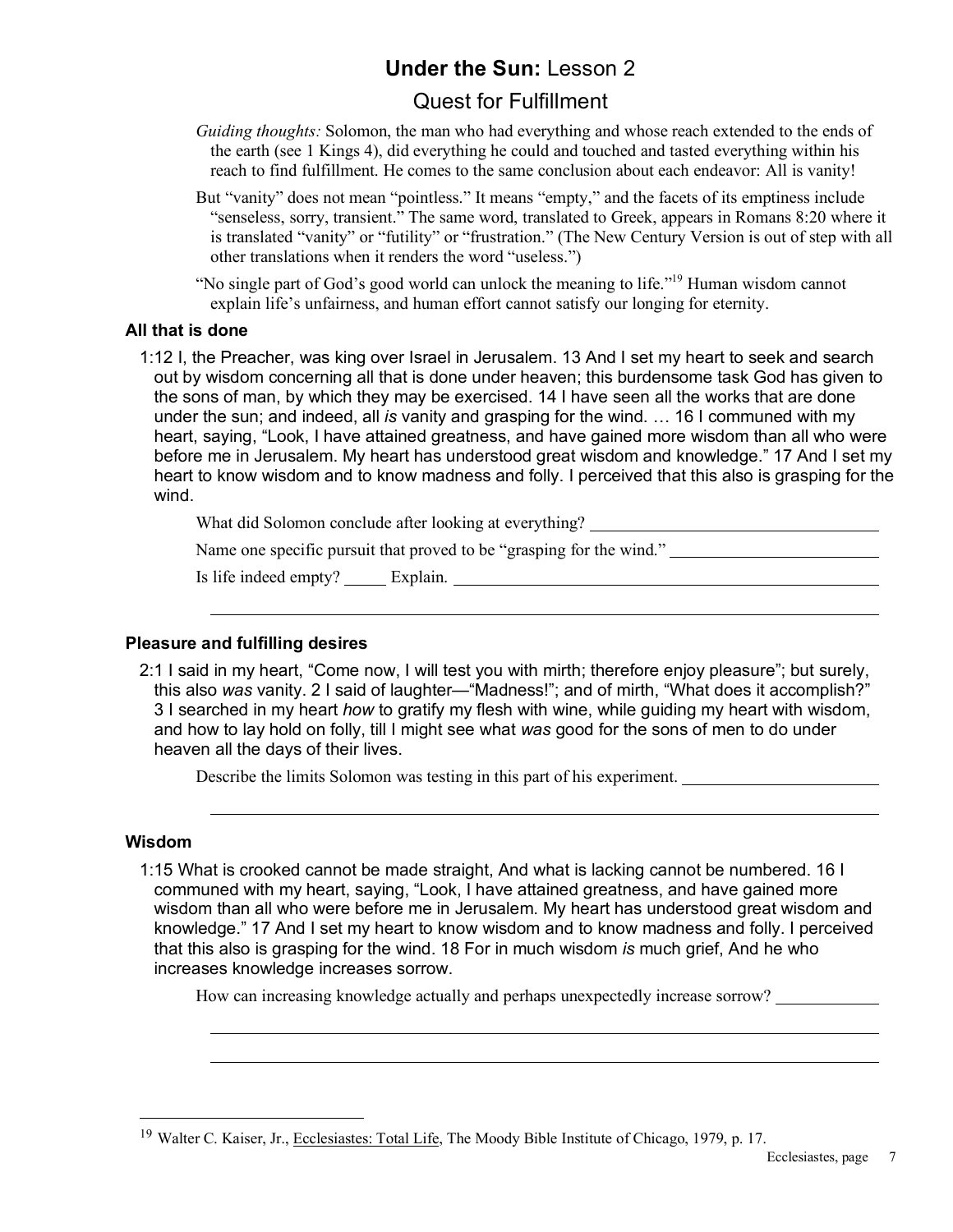# **Under the Sun:** Lesson 2

## Quest for Fulfillment

*Guiding thoughts:* Solomon, the man who had everything and whose reach extended to the ends of the earth (see 1 Kings 4), did everything he could and touched and tasted everything within his reach to find fulfillment. He comes to the same conclusion about each endeavor: All is vanity!

But "vanity" does not mean "pointless." It means "empty," and the facets of its emptiness include "senseless, sorry, transient." The same word, translated to Greek, appears in Romans 8:20 where it is translated "vanity" or "futility" or "frustration." (The New Century Version is out of step with all other translations when it renders the word "useless.")

"No single part of God's good world can unlock the meaning to life."[19] Human wisdom cannot explain life's unfairness, and human effort cannot satisfy our longing for eternity.

### All that is done

1:12 I, the Preacher, was king over Israel in Jerusalem. 13 And I set my heart to seek and search out by wisdom concerning all that is done under heaven; this burdensome task God has given to the sons of man, by which they may be exercised. 14 I have seen all the works that are done under the sun; and indeed, all *is* vanity and grasping for the wind. … 16 I communed with my heart, saying, "Look, I have attained greatness, and have gained more wisdom than all who were before me in Jerusalem. My heart has understood great wisdom and knowledge." 17 And I set my heart to know wisdom and to know madness and folly. I perceived that this also is grasping for the wind.

What did Solomon conclude after looking at everything? ____________________

Name one specific pursuit that proved to be "grasping for the wind." ____________________

Is life indeed empty? _____ Explain. ____________________

____________________

### Pleasure and fulfilling desires

2:1 I said in my heart, "Come now, I will test you with mirth; therefore enjoy pleasure"; but surely, this also *was* vanity. 2 I said of laughter—"Madness!"; and of mirth, "What does it accomplish?" 3 I searched in my heart *how* to gratify my flesh with wine, while guiding my heart with wisdom, and how to lay hold on folly, till I might see what *was* good for the sons of men to do under heaven all the days of their lives.

Describe the limits Solomon was testing in this part of his experiment. ____________________

____________________

### Wisdom

1:15 What is crooked cannot be made straight, And what is lacking cannot be numbered. 16 I communed with my heart, saying, "Look, I have attained greatness, and have gained more wisdom than all who were before me in Jerusalem. My heart has understood great wisdom and knowledge." 17 And I set my heart to know wisdom and to know madness and folly. I perceived that this also is grasping for the wind. 18 For in much wisdom *is* much grief, And he who increases knowledge increases sorrow.

How can increasing knowledge actually and perhaps unexpectedly increase sorrow? ____________________

____________________

____________________

---

[19] Walter C. Kaiser, Jr., Ecclesiastes: Total Life, The Moody Bible Institute of Chicago, 1979, p. 17.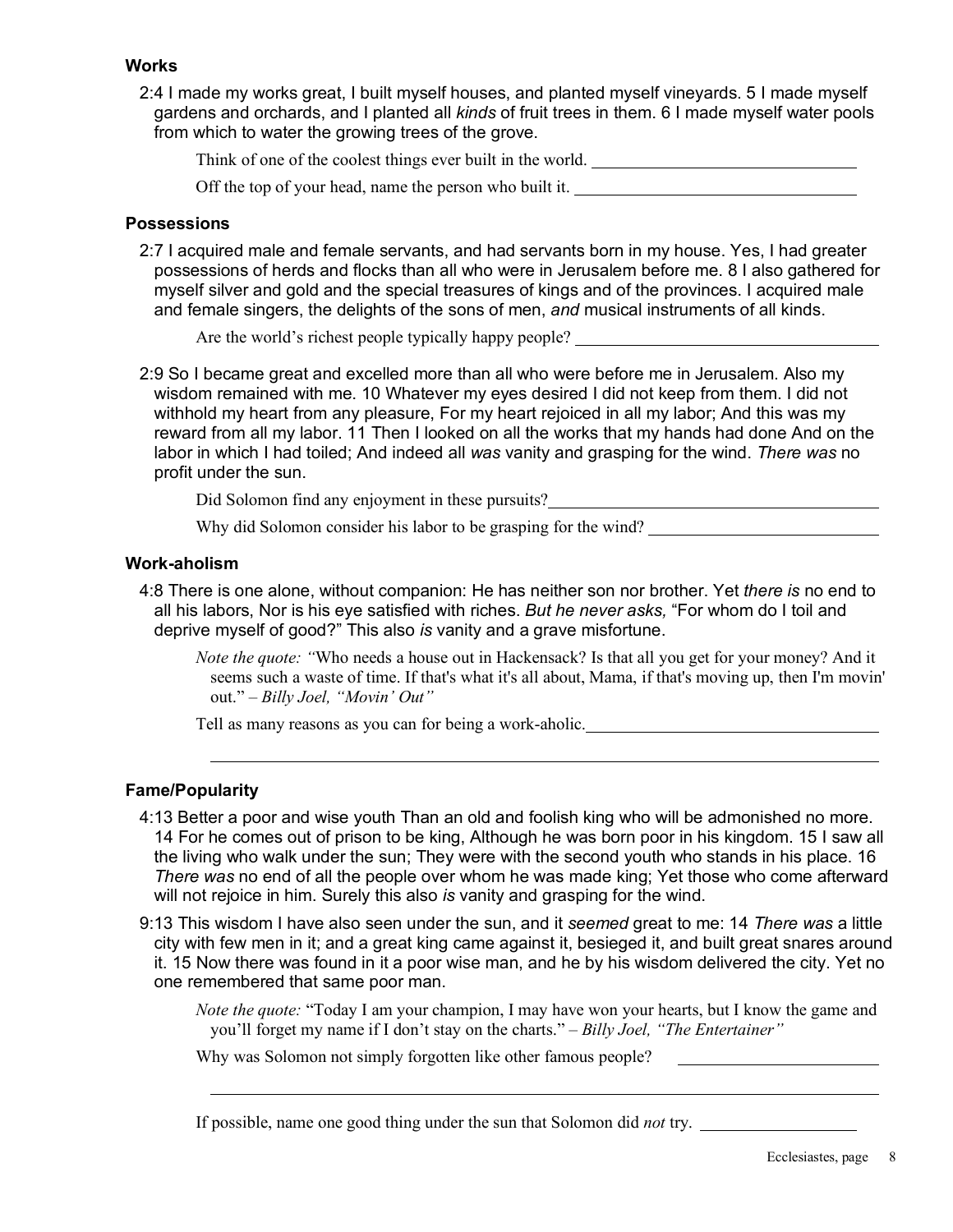### Works

2:4 I made my works great, I built myself houses, and planted myself vineyards. 5 I made myself gardens and orchards, and I planted all *kinds* of fruit trees in them. 6 I made myself water pools from which to water the growing trees of the grove.

Think of one of the coolest things ever built in the world. ______________________________

Off the top of your head, name the person who built it. ______________________________

### Possessions

2:7 I acquired male and female servants, and had servants born in my house. Yes, I had greater possessions of herds and flocks than all who were in Jerusalem before me. 8 I also gathered for myself silver and gold and the special treasures of kings and of the provinces. I acquired male and female singers, the delights of the sons of men, *and* musical instruments of all kinds.

Are the world's richest people typically happy people? ______________________________

2:9 So I became great and excelled more than all who were before me in Jerusalem. Also my wisdom remained with me. 10 Whatever my eyes desired I did not keep from them. I did not withhold my heart from any pleasure, For my heart rejoiced in all my labor; And this was my reward from all my labor. 11 Then I looked on all the works that my hands had done And on the labor in which I had toiled; And indeed all *was* vanity and grasping for the wind. *There was* no profit under the sun.

Did Solomon find any enjoyment in these pursuits? ______________________________

Why did Solomon consider his labor to be grasping for the wind? ______________________________

### Work-aholism

4:8 There is one alone, without companion: He has neither son nor brother. Yet *there is* no end to all his labors, Nor is his eye satisfied with riches. *But he never asks,* "For whom do I toil and deprive myself of good?" This also *is* vanity and a grave misfortune.

*Note the quote:* "Who needs a house out in Hackensack? Is that all you get for your money? And it seems such a waste of time. If that's what it's all about, Mama, if that's moving up, then I'm movin' out." – *Billy Joel, "Movin' Out"*

Tell as many reasons as you can for being a work-aholic. ______________________________

______________________________________________________________________

### Fame/Popularity

4:13 Better a poor and wise youth Than an old and foolish king who will be admonished no more. 14 For he comes out of prison to be king, Although he was born poor in his kingdom. 15 I saw all the living who walk under the sun; They were with the second youth who stands in his place. 16 *There was* no end of all the people over whom he was made king; Yet those who come afterward will not rejoice in him. Surely this also *is* vanity and grasping for the wind.

9:13 This wisdom I have also seen under the sun, and it *seemed* great to me: 14 *There was* a little city with few men in it; and a great king came against it, besieged it, and built great snares around it. 15 Now there was found in it a poor wise man, and he by his wisdom delivered the city. Yet no one remembered that same poor man.

*Note the quote:* "Today I am your champion, I may have won your hearts, but I know the game and you'll forget my name if I don't stay on the charts." – *Billy Joel, "The Entertainer"*

Why was Solomon not simply forgotten like other famous people? ______________________________

______________________________________________________________________

If possible, name one good thing under the sun that Solomon did *not* try. ____________________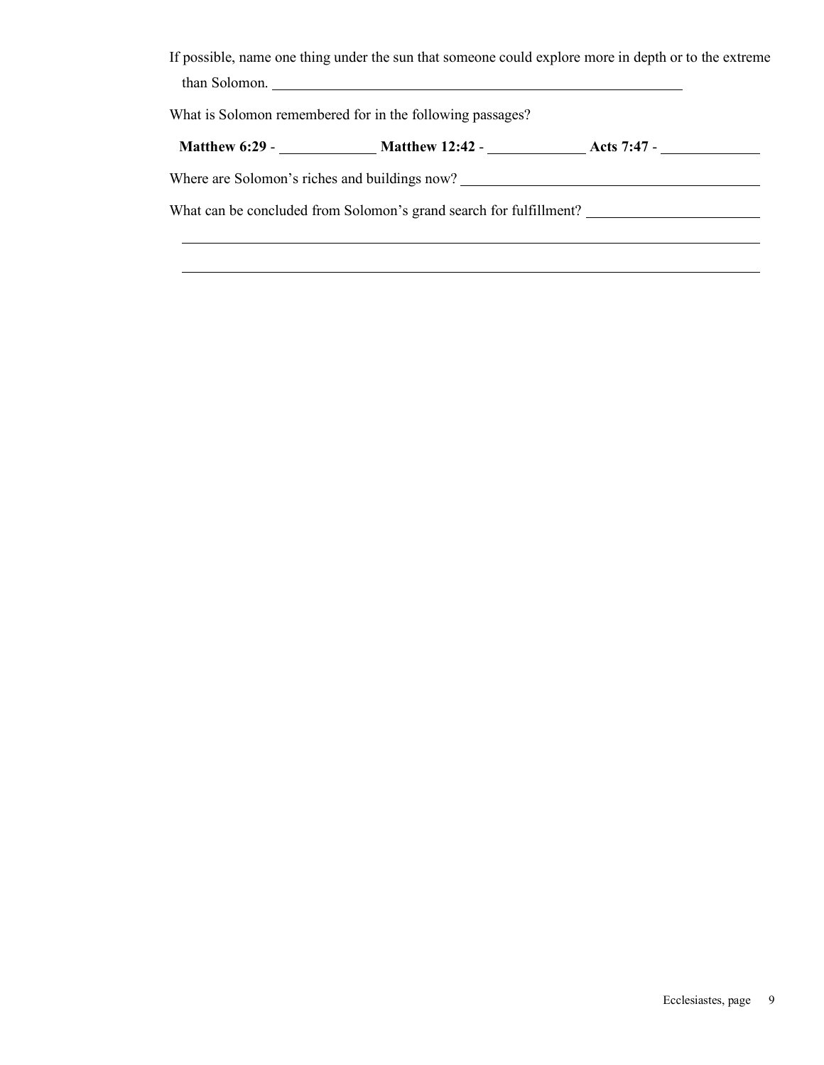If possible, name one thing under the sun that someone could explore more in depth or to the extreme than Solomon. ______________________________________________

What is Solomon remembered for in the following passages?

**Matthew 6:29** - ____________ **Matthew 12:42** - ____________ **Acts 7:47** - ____________

Where are Solomon's riches and buildings now? ______________________________________

What can be concluded from Solomon's grand search for fulfillment? ______________________

________________________________________________________________________________

________________________________________________________________________________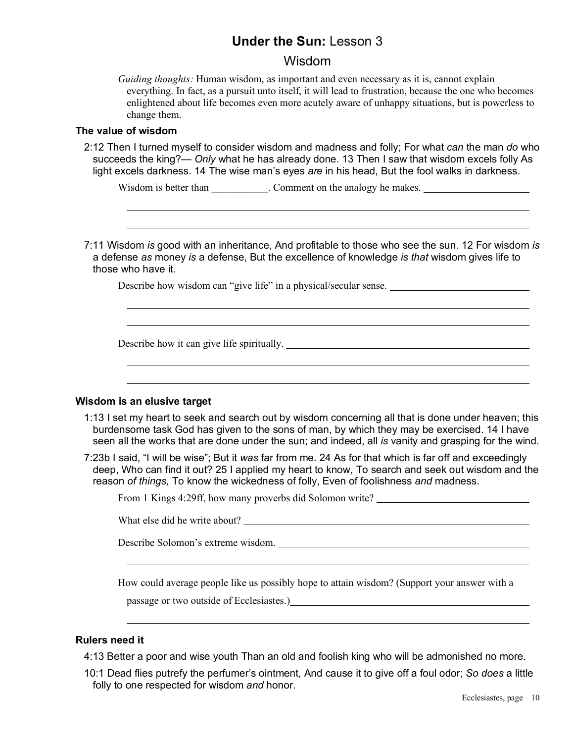# Under the Sun: Lesson 3

## Wisdom

*Guiding thoughts:* Human wisdom, as important and even necessary as it is, cannot explain everything. In fact, as a pursuit unto itself, it will lead to frustration, because the one who becomes enlightened about life becomes even more acutely aware of unhappy situations, but is powerless to change them.

### The value of wisdom

2:12 Then I turned myself to consider wisdom and madness and folly; For what *can* the man *do* who succeeds the king?— *Only* what he has already done. 13 Then I saw that wisdom excels folly As light excels darkness. 14 The wise man's eyes *are* in his head, But the fool walks in darkness.

Wisdom is better than ___________. Comment on the analogy he makes. ____________________

7:11 Wisdom *is* good with an inheritance, And profitable to those who see the sun. 12 For wisdom *is* a defense *as* money *is* a defense, But the excellence of knowledge *is that* wisdom gives life to those who have it.

Describe how wisdom can "give life" in a physical/secular sense. ____________________

Describe how it can give life spiritually. ____________________

### Wisdom is an elusive target

1:13 I set my heart to seek and search out by wisdom concerning all that is done under heaven; this burdensome task God has given to the sons of man, by which they may be exercised. 14 I have seen all the works that are done under the sun; and indeed, all *is* vanity and grasping for the wind.

7:23b I said, "I will be wise"; But it *was* far from me. 24 As for that which is far off and exceedingly deep, Who can find it out? 25 I applied my heart to know, To search and seek out wisdom and the reason *of things,* To know the wickedness of folly, Even of foolishness *and* madness.

From 1 Kings 4:29ff, how many proverbs did Solomon write? ____________________

What else did he write about? ____________________

Describe Solomon's extreme wisdom. ____________________

How could average people like us possibly hope to attain wisdom? (Support your answer with a passage or two outside of Ecclesiastes.) ____________________

### Rulers need it

4:13 Better a poor and wise youth Than an old and foolish king who will be admonished no more.

10:1 Dead flies putrefy the perfumer's ointment, And cause it to give off a foul odor; *So does* a little folly to one respected for wisdom *and* honor.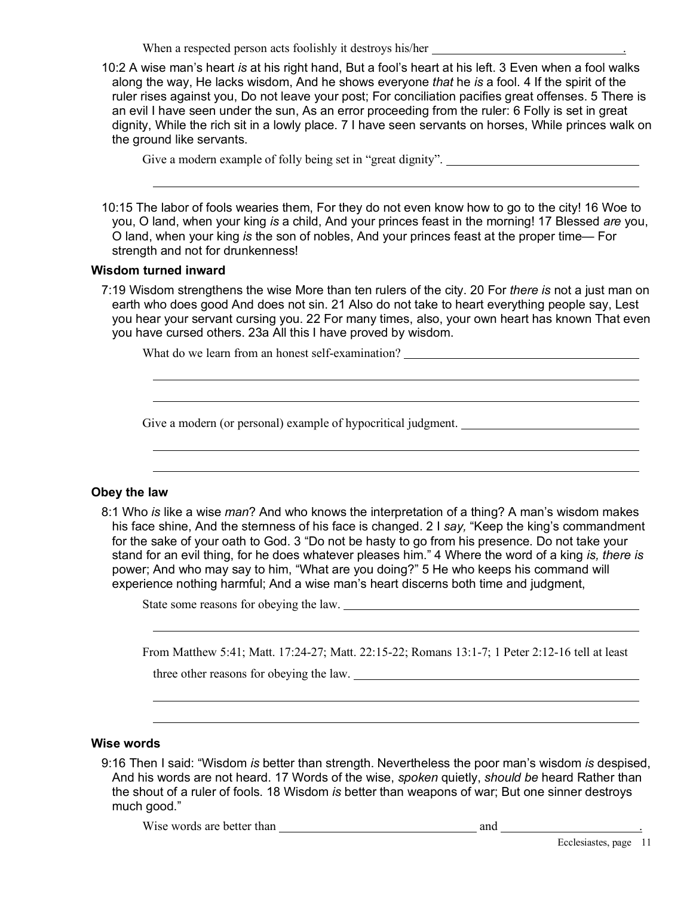When a respected person acts foolishly it destroys his/her ______________________________.

10:2 A wise man's heart *is* at his right hand, But a fool's heart at his left. 3 Even when a fool walks along the way, He lacks wisdom, And he shows everyone *that* he *is* a fool. 4 If the spirit of the ruler rises against you, Do not leave your post; For conciliation pacifies great offenses. 5 There is an evil I have seen under the sun, As an error proceeding from the ruler: 6 Folly is set in great dignity, While the rich sit in a lowly place. 7 I have seen servants on horses, While princes walk on the ground like servants.

Give a modern example of folly being set in "great dignity". ______________________________

______________________________________________________________________________

10:15 The labor of fools wearies them, For they do not even know how to go to the city! 16 Woe to you, O land, when your king *is* a child, And your princes feast in the morning! 17 Blessed *are* you, O land, when your king *is* the son of nobles, And your princes feast at the proper time— For strength and not for drunkenness!

**Wisdom turned inward**

7:19 Wisdom strengthens the wise More than ten rulers of the city. 20 For *there is* not a just man on earth who does good And does not sin. 21 Also do not take to heart everything people say, Lest you hear your servant cursing you. 22 For many times, also, your own heart has known That even you have cursed others. 23a All this I have proved by wisdom.

What do we learn from an honest self-examination? ______________________________

______________________________________________________________________________

______________________________________________________________________________

Give a modern (or personal) example of hypocritical judgment. ______________________________

______________________________________________________________________________

______________________________________________________________________________

**Obey the law**

8:1 Who *is* like a wise *man*? And who knows the interpretation of a thing? A man's wisdom makes his face shine, And the sternness of his face is changed. 2 I *say,* "Keep the king's commandment for the sake of your oath to God. 3 "Do not be hasty to go from his presence. Do not take your stand for an evil thing, for he does whatever pleases him." 4 Where the word of a king *is, there is* power; And who may say to him, "What are you doing?" 5 He who keeps his command will experience nothing harmful; And a wise man's heart discerns both time and judgment,

State some reasons for obeying the law. ______________________________

______________________________________________________________________________

From Matthew 5:41; Matt. 17:24-27; Matt. 22:15-22; Romans 13:1-7; 1 Peter 2:12-16 tell at least three other reasons for obeying the law. ______________________________

______________________________________________________________________________

______________________________________________________________________________

**Wise words**

9:16 Then I said: "Wisdom *is* better than strength. Nevertheless the poor man's wisdom *is* despised, And his words are not heard. 17 Words of the wise, *spoken* quietly, *should be* heard Rather than the shout of a ruler of fools. 18 Wisdom *is* better than weapons of war; But one sinner destroys much good."

Wise words are better than ______________________________ and ______________________.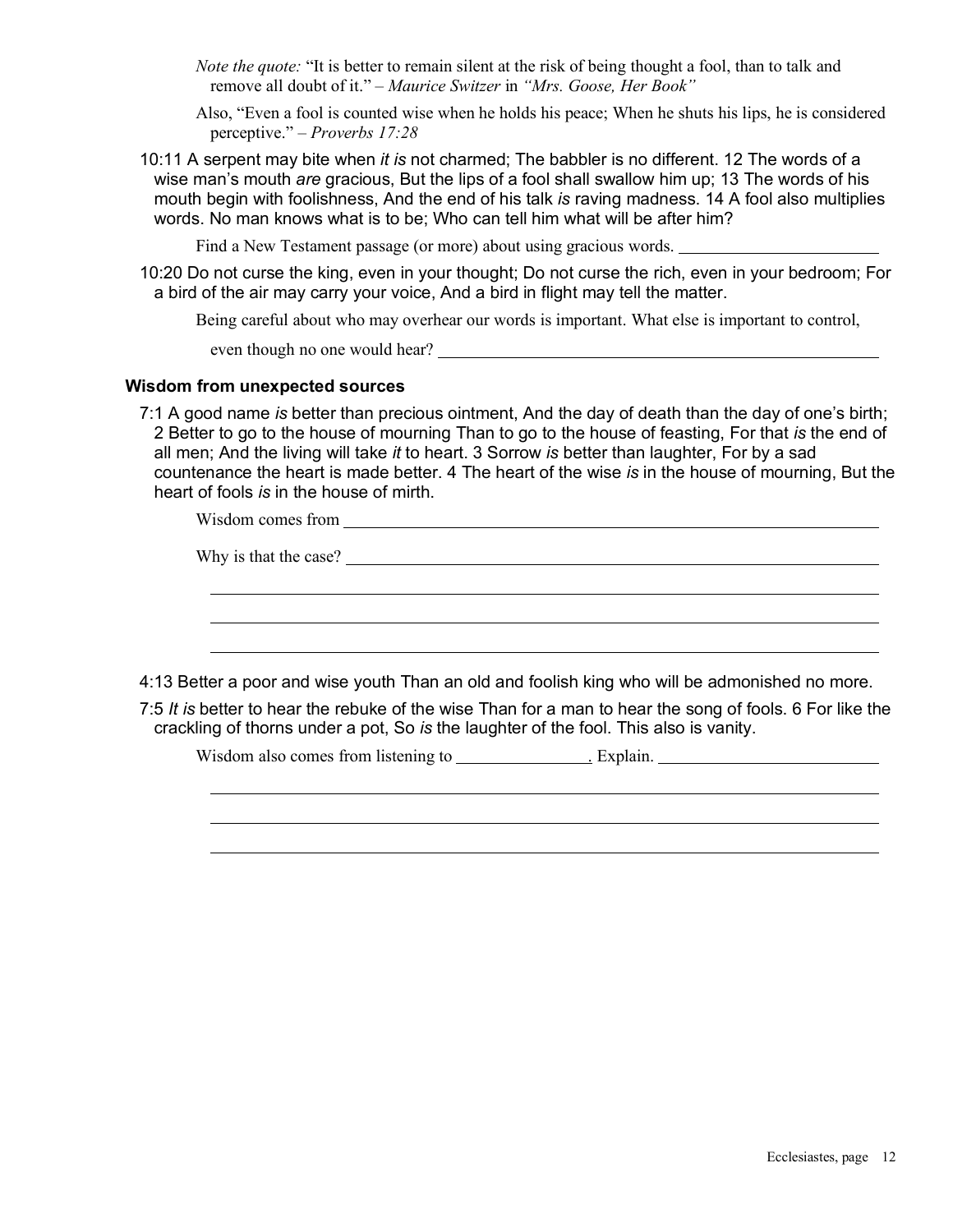*Note the quote:* "It is better to remain silent at the risk of being thought a fool, than to talk and remove all doubt of it." – *Maurice Switzer* in *"Mrs. Goose, Her Book"*

Also, "Even a fool is counted wise when he holds his peace; When he shuts his lips, he is considered perceptive." – *Proverbs 17:28*

10:11 A serpent may bite when *it is* not charmed; The babbler is no different. 12 The words of a wise man's mouth *are* gracious, But the lips of a fool shall swallow him up; 13 The words of his mouth begin with foolishness, And the end of his talk *is* raving madness. 14 A fool also multiplies words. No man knows what is to be; Who can tell him what will be after him?

Find a New Testament passage (or more) about using gracious words. ______________________

10:20 Do not curse the king, even in your thought; Do not curse the rich, even in your bedroom; For a bird of the air may carry your voice, And a bird in flight may tell the matter.

Being careful about who may overhear our words is important. What else is important to control, even though no one would hear? ______________________

### Wisdom from unexpected sources

7:1 A good name *is* better than precious ointment, And the day of death than the day of one's birth; 2 Better to go to the house of mourning Than to go to the house of feasting, For that *is* the end of all men; And the living will take *it* to heart. 3 Sorrow *is* better than laughter, For by a sad countenance the heart is made better. 4 The heart of the wise *is* in the house of mourning, But the heart of fools *is* in the house of mirth.

Wisdom comes from ______________________

Why is that the case? ______________________

______________________

______________________

______________________

4:13 Better a poor and wise youth Than an old and foolish king who will be admonished no more.

7:5 *It is* better to hear the rebuke of the wise Than for a man to hear the song of fools. 6 For like the crackling of thorns under a pot, So *is* the laughter of the fool. This also is vanity.

Wisdom also comes from listening to ______________. Explain. ______________________

______________________

______________________

______________________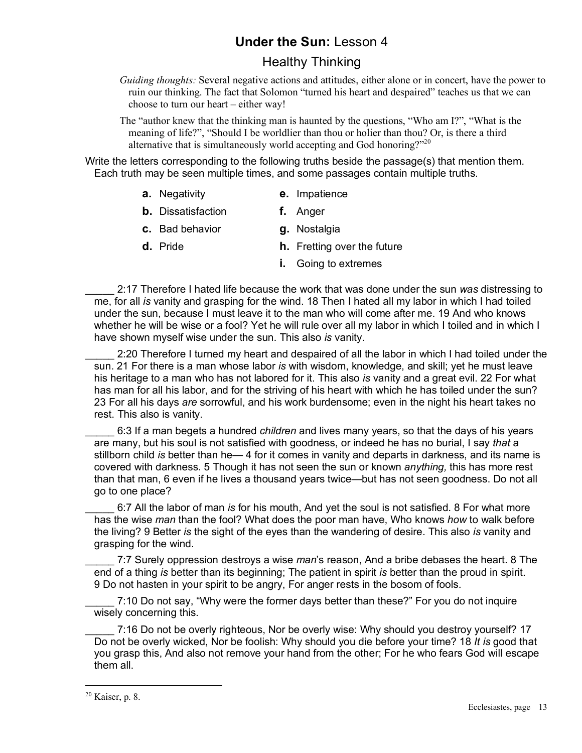# **Under the Sun:** Lesson 4

## Healthy Thinking

*Guiding thoughts:* Several negative actions and attitudes, either alone or in concert, have the power to ruin our thinking. The fact that Solomon "turned his heart and despaired" teaches us that we can choose to turn our heart – either way!

The "author knew that the thinking man is haunted by the questions, "Who am I?", "What is the meaning of life?", "Should I be worldlier than thou or holier than thou? Or, is there a third alternative that is simultaneously world accepting and God honoring?"[20]

Write the letters corresponding to the following truths beside the passage(s) that mention them. Each truth may be seen multiple times, and some passages contain multiple truths.

- **a.** Negativity
- **b.** Dissatisfaction
- **c.** Bad behavior
- **d.** Pride
- **e.** Impatience
- **f.** Anger
- **g.** Nostalgia
- **h.** Fretting over the future
- **i.** Going to extremes

_____ 2:17 Therefore I hated life because the work that was done under the sun *was* distressing to me, for all *is* vanity and grasping for the wind. 18 Then I hated all my labor in which I had toiled under the sun, because I must leave it to the man who will come after me. 19 And who knows whether he will be wise or a fool? Yet he will rule over all my labor in which I toiled and in which I have shown myself wise under the sun. This also *is* vanity.

_____ 2:20 Therefore I turned my heart and despaired of all the labor in which I had toiled under the sun. 21 For there is a man whose labor *is* with wisdom, knowledge, and skill; yet he must leave his heritage to a man who has not labored for it. This also *is* vanity and a great evil. 22 For what has man for all his labor, and for the striving of his heart with which he has toiled under the sun? 23 For all his days *are* sorrowful, and his work burdensome; even in the night his heart takes no rest. This also is vanity.

_____ 6:3 If a man begets a hundred *children* and lives many years, so that the days of his years are many, but his soul is not satisfied with goodness, or indeed he has no burial, I say *that* a stillborn child *is* better than he— 4 for it comes in vanity and departs in darkness, and its name is covered with darkness. 5 Though it has not seen the sun or known *anything,* this has more rest than that man, 6 even if he lives a thousand years twice—but has not seen goodness. Do not all go to one place?

_____ 6:7 All the labor of man *is* for his mouth, And yet the soul is not satisfied. 8 For what more has the wise *man* than the fool? What does the poor man have, Who knows *how* to walk before the living? 9 Better *is* the sight of the eyes than the wandering of desire. This also *is* vanity and grasping for the wind.

_____ 7:7 Surely oppression destroys a wise *man*'s reason, And a bribe debases the heart. 8 The end of a thing *is* better than its beginning; The patient in spirit *is* better than the proud in spirit. 9 Do not hasten in your spirit to be angry, For anger rests in the bosom of fools.

_____ 7:10 Do not say, "Why were the former days better than these?" For you do not inquire wisely concerning this.

_____ 7:16 Do not be overly righteous, Nor be overly wise: Why should you destroy yourself? 17 Do not be overly wicked, Nor be foolish: Why should you die before your time? 18 *It is* good that you grasp this, And also not remove your hand from the other; For he who fears God will escape them all.

---

[20] Kaiser, p. 8.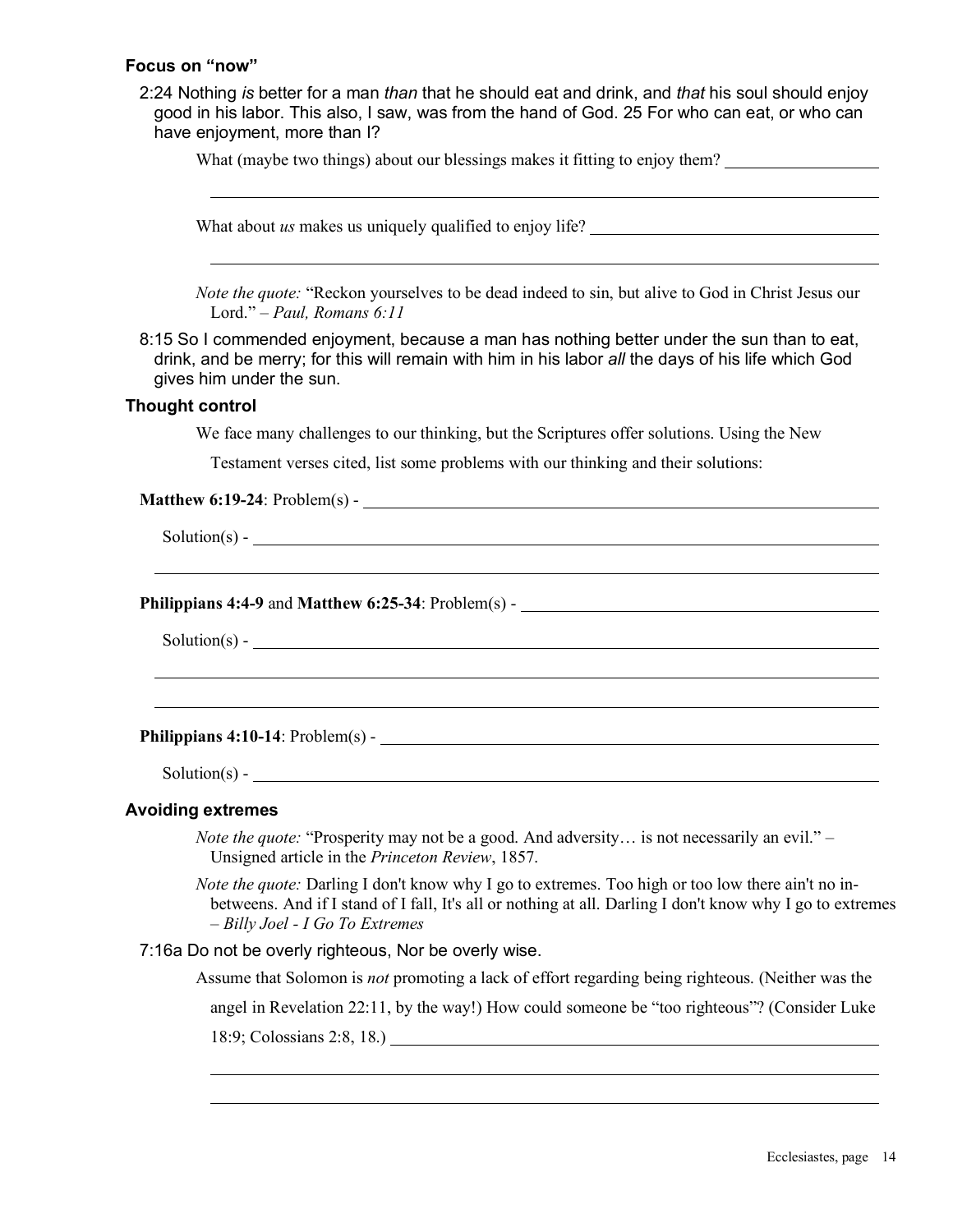### Focus on "now"

2:24 Nothing *is* better for a man *than* that he should eat and drink, and *that* his soul should enjoy good in his labor. This also, I saw, was from the hand of God. 25 For who can eat, or who can have enjoyment, more than I?

What (maybe two things) about our blessings makes it fitting to enjoy them? ____________________

______________________________________________________________________________

What about *us* makes us uniquely qualified to enjoy life? ____________________

______________________________________________________________________________

*Note the quote:* "Reckon yourselves to be dead indeed to sin, but alive to God in Christ Jesus our Lord." – *Paul, Romans 6:11*

8:15 So I commended enjoyment, because a man has nothing better under the sun than to eat, drink, and be merry; for this will remain with him in his labor *all* the days of his life which God gives him under the sun.

### Thought control

We face many challenges to our thinking, but the Scriptures offer solutions. Using the New Testament verses cited, list some problems with our thinking and their solutions:

**Matthew 6:19-24**: Problem(s) - ____________________

Solution(s) - ____________________

______________________________________________________________________________

**Philippians 4:4-9** and **Matthew 6:25-34**: Problem(s) - ____________________

Solution(s) - ____________________

______________________________________________________________________________

______________________________________________________________________________

**Philippians 4:10-14**: Problem(s) - ____________________

Solution(s) - ____________________

### Avoiding extremes

*Note the quote:* "Prosperity may not be a good. And adversity… is not necessarily an evil." – Unsigned article in the *Princeton Review*, 1857.

*Note the quote:* Darling I don't know why I go to extremes. Too high or too low there ain't no in-betweens. And if I stand of I fall, It's all or nothing at all. Darling I don't know why I go to extremes – *Billy Joel - I Go To Extremes*

7:16a Do not be overly righteous, Nor be overly wise.

Assume that Solomon is *not* promoting a lack of effort regarding being righteous. (Neither was the angel in Revelation 22:11, by the way!) How could someone be "too righteous"? (Consider Luke 18:9; Colossians 2:8, 18.) ____________________

______________________________________________________________________________

______________________________________________________________________________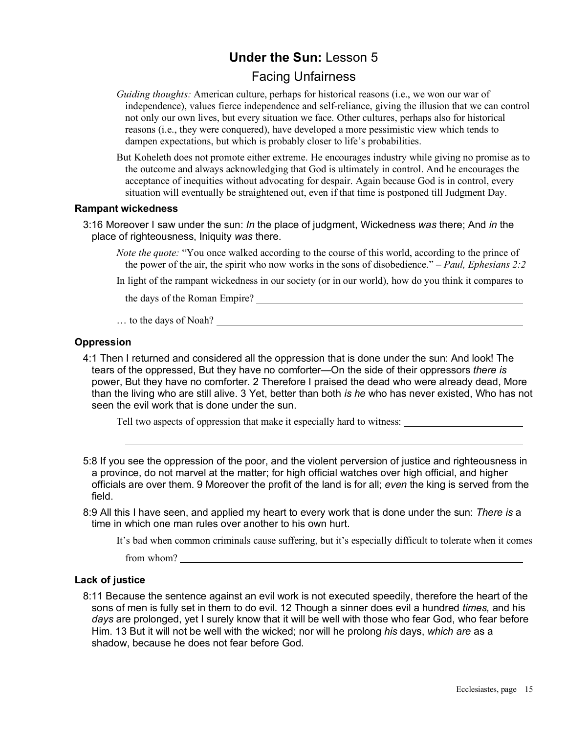# **Under the Sun:** Lesson 5

## Facing Unfairness

*Guiding thoughts:* American culture, perhaps for historical reasons (i.e., we won our war of independence), values fierce independence and self-reliance, giving the illusion that we can control not only our own lives, but every situation we face. Other cultures, perhaps also for historical reasons (i.e., they were conquered), have developed a more pessimistic view which tends to dampen expectations, but which is probably closer to life's probabilities.

But Koheleth does not promote either extreme. He encourages industry while giving no promise as to the outcome and always acknowledging that God is ultimately in control. And he encourages the acceptance of inequities without advocating for despair. Again because God is in control, every situation will eventually be straightened out, even if that time is postponed till Judgment Day.

### Rampant wickedness

3:16 Moreover I saw under the sun: *In* the place of judgment, Wickedness *was* there; And *in* the place of righteousness, Iniquity *was* there.

*Note the quote:* "You once walked according to the course of this world, according to the prince of the power of the air, the spirit who now works in the sons of disobedience." – *Paul, Ephesians 2:2*

In light of the rampant wickedness in our society (or in our world), how do you think it compares to the days of the Roman Empire? ______________________________

… to the days of Noah? ______________________________

### Oppression

4:1 Then I returned and considered all the oppression that is done under the sun: And look! The tears of the oppressed, But they have no comforter—On the side of their oppressors *there is* power, But they have no comforter. 2 Therefore I praised the dead who were already dead, More than the living who are still alive. 3 Yet, better than both *is he* who has never existed, Who has not seen the evil work that is done under the sun.

Tell two aspects of oppression that make it especially hard to witness: ______________________________

______________________________

5:8 If you see the oppression of the poor, and the violent perversion of justice and righteousness in a province, do not marvel at the matter; for high official watches over high official, and higher officials are over them. 9 Moreover the profit of the land is for all; *even* the king is served from the field.

8:9 All this I have seen, and applied my heart to every work that is done under the sun: *There is* a time in which one man rules over another to his own hurt.

It's bad when common criminals cause suffering, but it's especially difficult to tolerate when it comes from whom? ______________________________

### Lack of justice

8:11 Because the sentence against an evil work is not executed speedily, therefore the heart of the sons of men is fully set in them to do evil. 12 Though a sinner does evil a hundred *times,* and his *days* are prolonged, yet I surely know that it will be well with those who fear God, who fear before Him. 13 But it will not be well with the wicked; nor will he prolong *his* days, *which are* as a shadow, because he does not fear before God.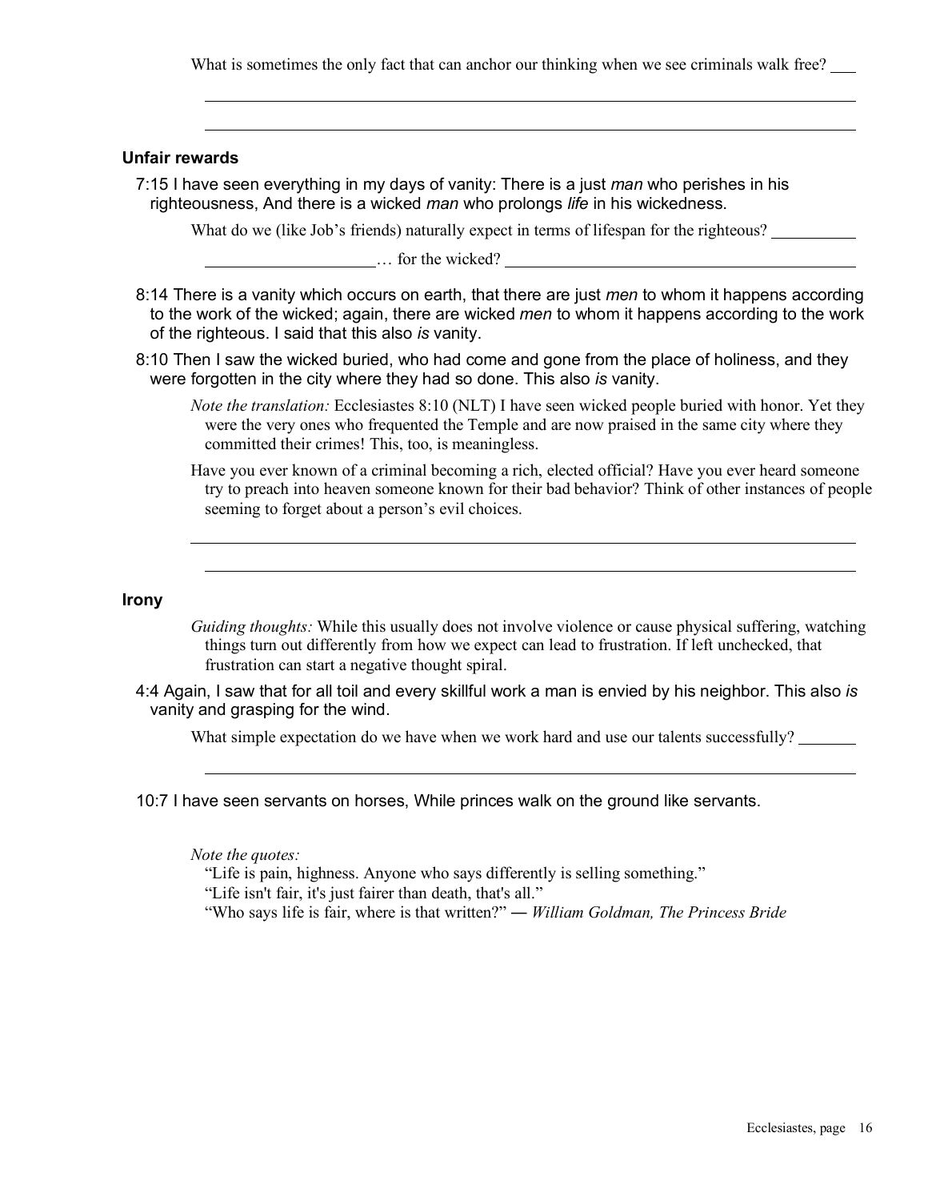What is sometimes the only fact that can anchor our thinking when we see criminals walk free? ___

_______________________________________________

_______________________________________________

### Unfair rewards

7:15 I have seen everything in my days of vanity: There is a just *man* who perishes in his righteousness, And there is a wicked *man* who prolongs *life* in his wickedness.

What do we (like Job's friends) naturally expect in terms of lifespan for the righteous? __________

____________________… for the wicked? __________________________________________

8:14 There is a vanity which occurs on earth, that there are just *men* to whom it happens according to the work of the wicked; again, there are wicked *men* to whom it happens according to the work of the righteous. I said that this also *is* vanity.

8:10 Then I saw the wicked buried, who had come and gone from the place of holiness, and they were forgotten in the city where they had so done. This also *is* vanity.

*Note the translation:* Ecclesiastes 8:10 (NLT) I have seen wicked people buried with honor. Yet they were the very ones who frequented the Temple and are now praised in the same city where they committed their crimes! This, too, is meaningless.

Have you ever known of a criminal becoming a rich, elected official? Have you ever heard someone try to preach into heaven someone known for their bad behavior? Think of other instances of people seeming to forget about a person's evil choices.

_______________________________________________

_______________________________________________

### Irony

*Guiding thoughts:* While this usually does not involve violence or cause physical suffering, watching things turn out differently from how we expect can lead to frustration. If left unchecked, that frustration can start a negative thought spiral.

4:4 Again, I saw that for all toil and every skillful work a man is envied by his neighbor. This also *is* vanity and grasping for the wind.

What simple expectation do we have when we work hard and use our talents successfully? _______

_______________________________________________

10:7 I have seen servants on horses, While princes walk on the ground like servants.

*Note the quotes:*

"Life is pain, highness. Anyone who says differently is selling something."

"Life isn't fair, it's just fairer than death, that's all."

"Who says life is fair, where is that written?" — *William Goldman, The Princess Bride*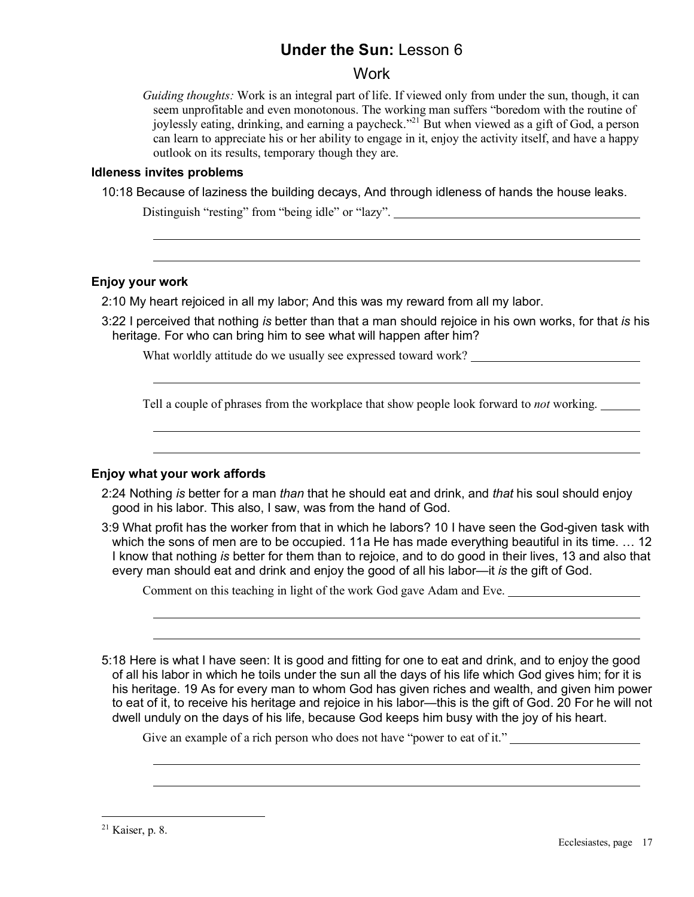# **Under the Sun:** Lesson 6

## Work

*Guiding thoughts:* Work is an integral part of life. If viewed only from under the sun, though, it can seem unprofitable and even monotonous. The working man suffers "boredom with the routine of joylessly eating, drinking, and earning a paycheck."[21] But when viewed as a gift of God, a person can learn to appreciate his or her ability to engage in it, enjoy the activity itself, and have a happy outlook on its results, temporary though they are.

### Idleness invites problems

10:18 Because of laziness the building decays, And through idleness of hands the house leaks.

Distinguish "resting" from "being idle" or "lazy".

### Enjoy your work

2:10 My heart rejoiced in all my labor; And this was my reward from all my labor.

3:22 I perceived that nothing *is* better than that a man should rejoice in his own works, for that *is* his heritage. For who can bring him to see what will happen after him?

What worldly attitude do we usually see expressed toward work?

Tell a couple of phrases from the workplace that show people look forward to *not* working.

### Enjoy what your work affords

2:24 Nothing *is* better for a man *than* that he should eat and drink, and *that* his soul should enjoy good in his labor. This also, I saw, was from the hand of God.

3:9 What profit has the worker from that in which he labors? 10 I have seen the God-given task with which the sons of men are to be occupied. 11a He has made everything beautiful in its time. … 12 I know that nothing *is* better for them than to rejoice, and to do good in their lives, 13 and also that every man should eat and drink and enjoy the good of all his labor—it *is* the gift of God.

Comment on this teaching in light of the work God gave Adam and Eve.

5:18 Here is what I have seen: It is good and fitting for one to eat and drink, and to enjoy the good of all his labor in which he toils under the sun all the days of his life which God gives him; for it is his heritage. 19 As for every man to whom God has given riches and wealth, and given him power to eat of it, to receive his heritage and rejoice in his labor—this is the gift of God. 20 For he will not dwell unduly on the days of his life, because God keeps him busy with the joy of his heart.

Give an example of a rich person who does not have "power to eat of it."

[21] Kaiser, p. 8.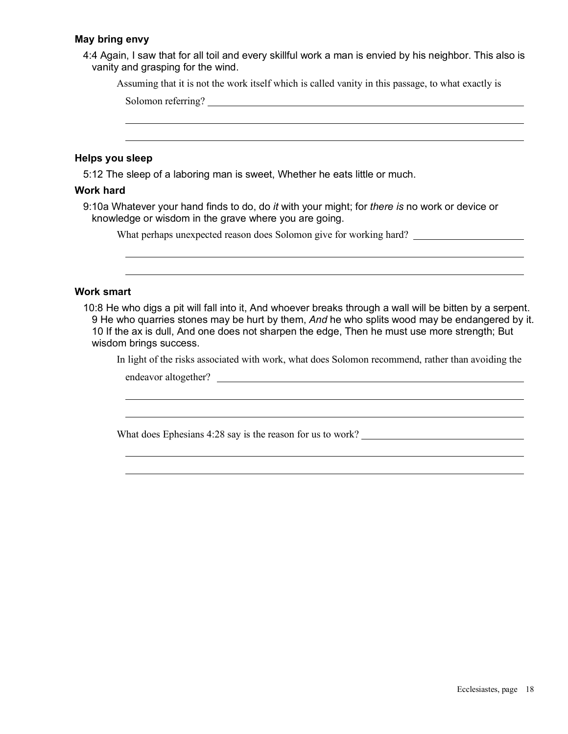### May bring envy

4:4 Again, I saw that for all toil and every skillful work a man is envied by his neighbor. This also is vanity and grasping for the wind.

Assuming that it is not the work itself which is called vanity in this passage, to what exactly is Solomon referring? ________________________________________________

________________________________________________

________________________________________________

### Helps you sleep

5:12 The sleep of a laboring man is sweet, Whether he eats little or much.

### Work hard

9:10a Whatever your hand finds to do, do *it* with your might; for *there is* no work or device or knowledge or wisdom in the grave where you are going.

What perhaps unexpected reason does Solomon give for working hard? ____________________

________________________________________________

________________________________________________

### Work smart

10:8 He who digs a pit will fall into it, And whoever breaks through a wall will be bitten by a serpent. 9 He who quarries stones may be hurt by them, *And* he who splits wood may be endangered by it. 10 If the ax is dull, And one does not sharpen the edge, Then he must use more strength; But wisdom brings success.

In light of the risks associated with work, what does Solomon recommend, rather than avoiding the endeavor altogether? ________________________________________________

________________________________________________

________________________________________________

What does Ephesians 4:28 say is the reason for us to work? ____________________________

________________________________________________

________________________________________________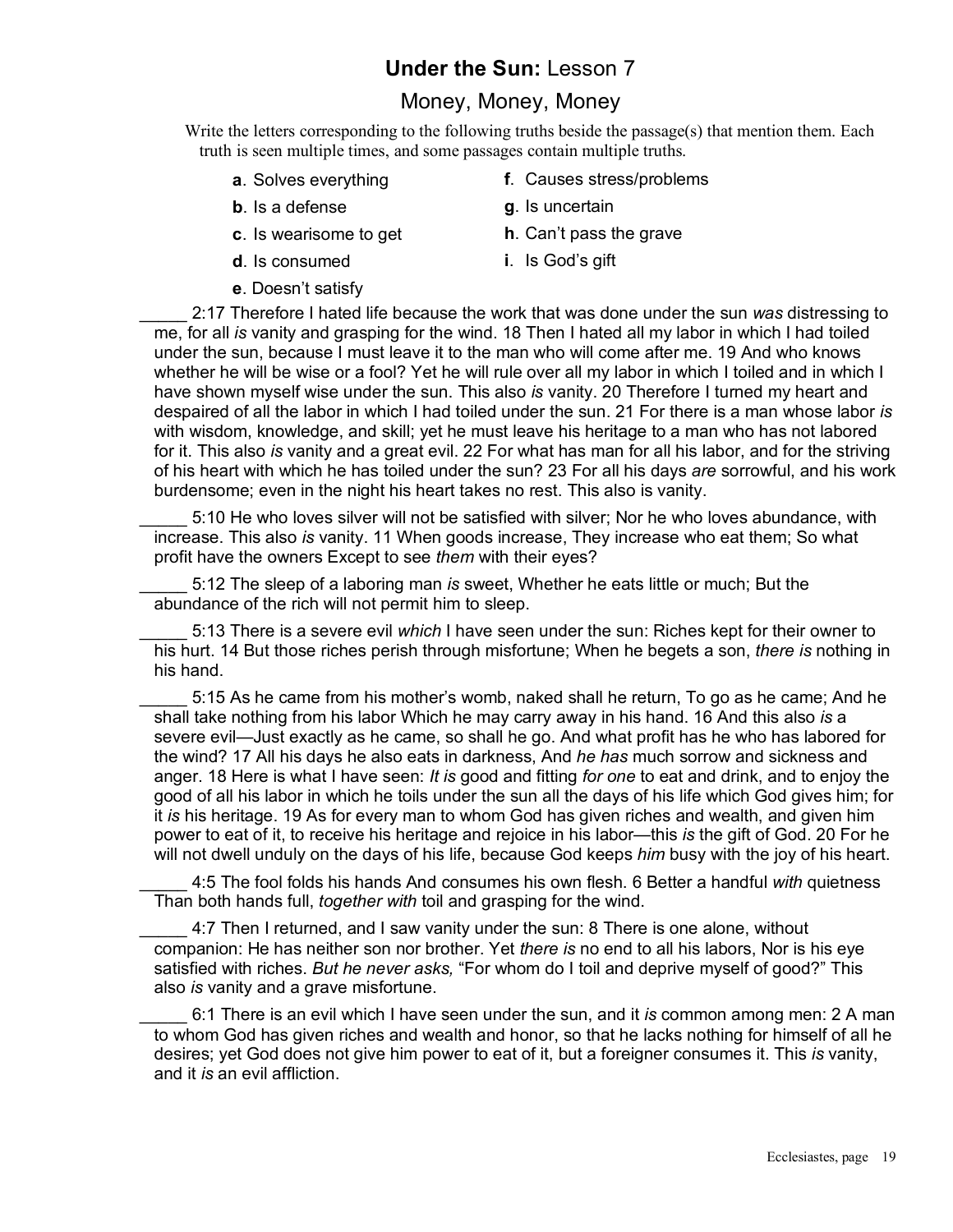## **Under the Sun:** Lesson 7

### Money, Money, Money

Write the letters corresponding to the following truths beside the passage(s) that mention them. Each truth is seen multiple times, and some passages contain multiple truths.

- **a**. Solves everything
- **b**. Is a defense
- **c**. Is wearisome to get
- **d**. Is consumed
- **e**. Doesn't satisfy
- **f**. Causes stress/problems
- **g**. Is uncertain
- **h**. Can't pass the grave
- **i**. Is God's gift

_____ 2:17 Therefore I hated life because the work that was done under the sun *was* distressing to me, for all *is* vanity and grasping for the wind. 18 Then I hated all my labor in which I had toiled under the sun, because I must leave it to the man who will come after me. 19 And who knows whether he will be wise or a fool? Yet he will rule over all my labor in which I toiled and in which I have shown myself wise under the sun. This also *is* vanity. 20 Therefore I turned my heart and despaired of all the labor in which I had toiled under the sun. 21 For there is a man whose labor *is* with wisdom, knowledge, and skill; yet he must leave his heritage to a man who has not labored for it. This also *is* vanity and a great evil. 22 For what has man for all his labor, and for the striving of his heart with which he has toiled under the sun? 23 For all his days *are* sorrowful, and his work burdensome; even in the night his heart takes no rest. This also is vanity.

_____ 5:10 He who loves silver will not be satisfied with silver; Nor he who loves abundance, with increase. This also *is* vanity. 11 When goods increase, They increase who eat them; So what profit have the owners Except to see *them* with their eyes?

_____ 5:12 The sleep of a laboring man *is* sweet, Whether he eats little or much; But the abundance of the rich will not permit him to sleep.

_____ 5:13 There is a severe evil *which* I have seen under the sun: Riches kept for their owner to his hurt. 14 But those riches perish through misfortune; When he begets a son, *there is* nothing in his hand.

_____ 5:15 As he came from his mother's womb, naked shall he return, To go as he came; And he shall take nothing from his labor Which he may carry away in his hand. 16 And this also *is* a severe evil—Just exactly as he came, so shall he go. And what profit has he who has labored for the wind? 17 All his days he also eats in darkness, And *he has* much sorrow and sickness and anger. 18 Here is what I have seen: *It is* good and fitting *for one* to eat and drink, and to enjoy the good of all his labor in which he toils under the sun all the days of his life which God gives him; for it *is* his heritage. 19 As for every man to whom God has given riches and wealth, and given him power to eat of it, to receive his heritage and rejoice in his labor—this *is* the gift of God. 20 For he will not dwell unduly on the days of his life, because God keeps *him* busy with the joy of his heart.

_____ 4:5 The fool folds his hands And consumes his own flesh. 6 Better a handful *with* quietness Than both hands full, *together with* toil and grasping for the wind.

_____ 4:7 Then I returned, and I saw vanity under the sun: 8 There is one alone, without companion: He has neither son nor brother. Yet *there is* no end to all his labors, Nor is his eye satisfied with riches. *But he never asks,* "For whom do I toil and deprive myself of good?" This also *is* vanity and a grave misfortune.

_____ 6:1 There is an evil which I have seen under the sun, and it *is* common among men: 2 A man to whom God has given riches and wealth and honor, so that he lacks nothing for himself of all he desires; yet God does not give him power to eat of it, but a foreigner consumes it. This *is* vanity, and it *is* an evil affliction.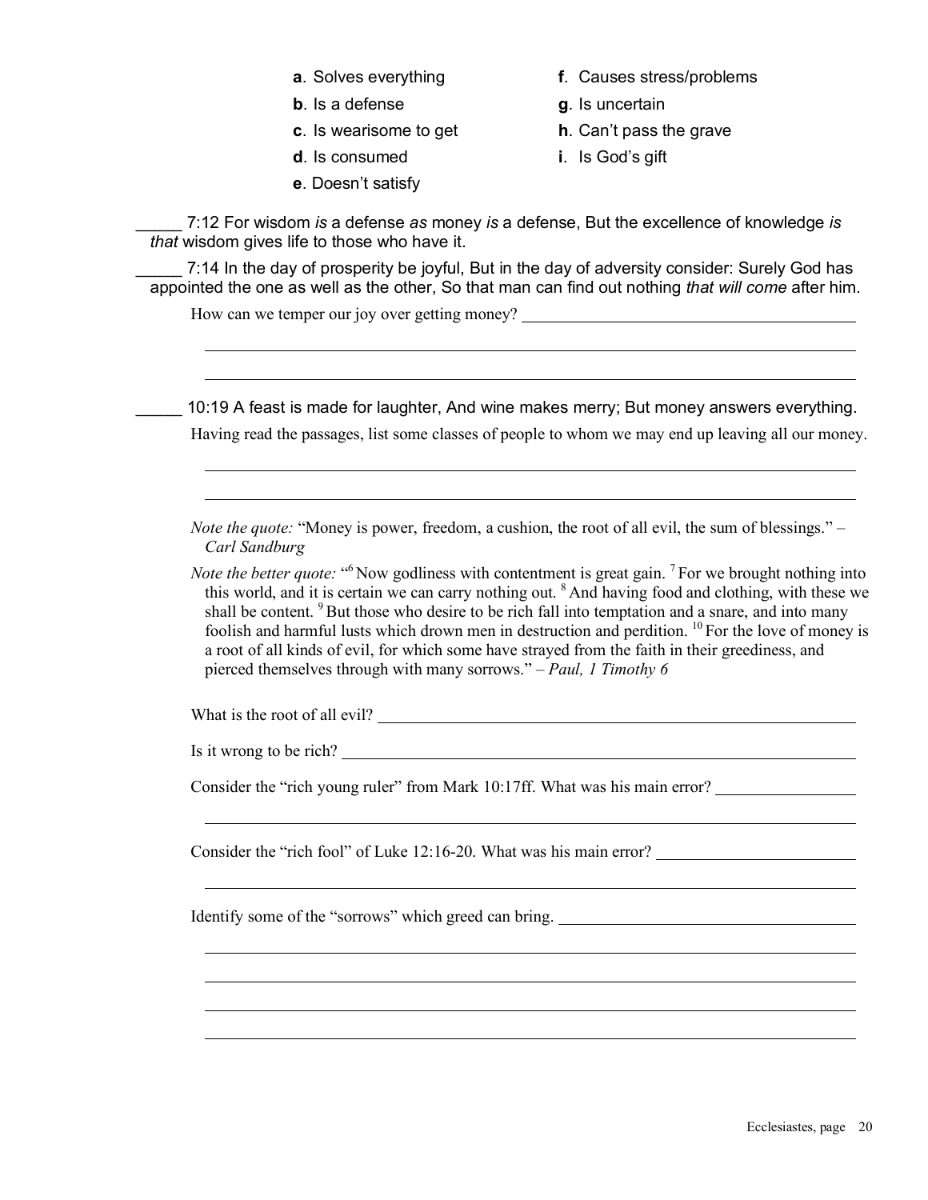- **a**. Solves everything
- **b**. Is a defense
- **c**. Is wearisome to get
- **d**. Is consumed
- **e**. Doesn't satisfy
- **f**. Causes stress/problems
- **g**. Is uncertain
- **h**. Can't pass the grave
- **i**. Is God's gift

_____ 7:12 For wisdom *is* a defense *as* money *is* a defense, But the excellence of knowledge *is that* wisdom gives life to those who have it.

_____ 7:14 In the day of prosperity be joyful, But in the day of adversity consider: Surely God has appointed the one as well as the other, So that man can find out nothing *that will come* after him.

How can we temper our joy over getting money? ____________________

____________________

____________________

_____ 10:19 A feast is made for laughter, And wine makes merry; But money answers everything.

Having read the passages, list some classes of people to whom we may end up leaving all our money.

____________________

____________________

*Note the quote:* "Money is power, freedom, a cushion, the root of all evil, the sum of blessings." – *Carl Sandburg*

*Note the better quote:* "[6] Now godliness with contentment is great gain. [7] For we brought nothing into this world, and it is certain we can carry nothing out. [8] And having food and clothing, with these we shall be content. [9] But those who desire to be rich fall into temptation and a snare, and into many foolish and harmful lusts which drown men in destruction and perdition. [10] For the love of money is a root of all kinds of evil, for which some have strayed from the faith in their greediness, and pierced themselves through with many sorrows." – *Paul, 1 Timothy 6*

What is the root of all evil? ____________________

Is it wrong to be rich? ____________________

Consider the "rich young ruler" from Mark 10:17ff. What was his main error? ____________________

____________________

Consider the "rich fool" of Luke 12:16-20. What was his main error? ____________________

____________________

Identify some of the "sorrows" which greed can bring. ____________________

____________________

____________________

____________________

____________________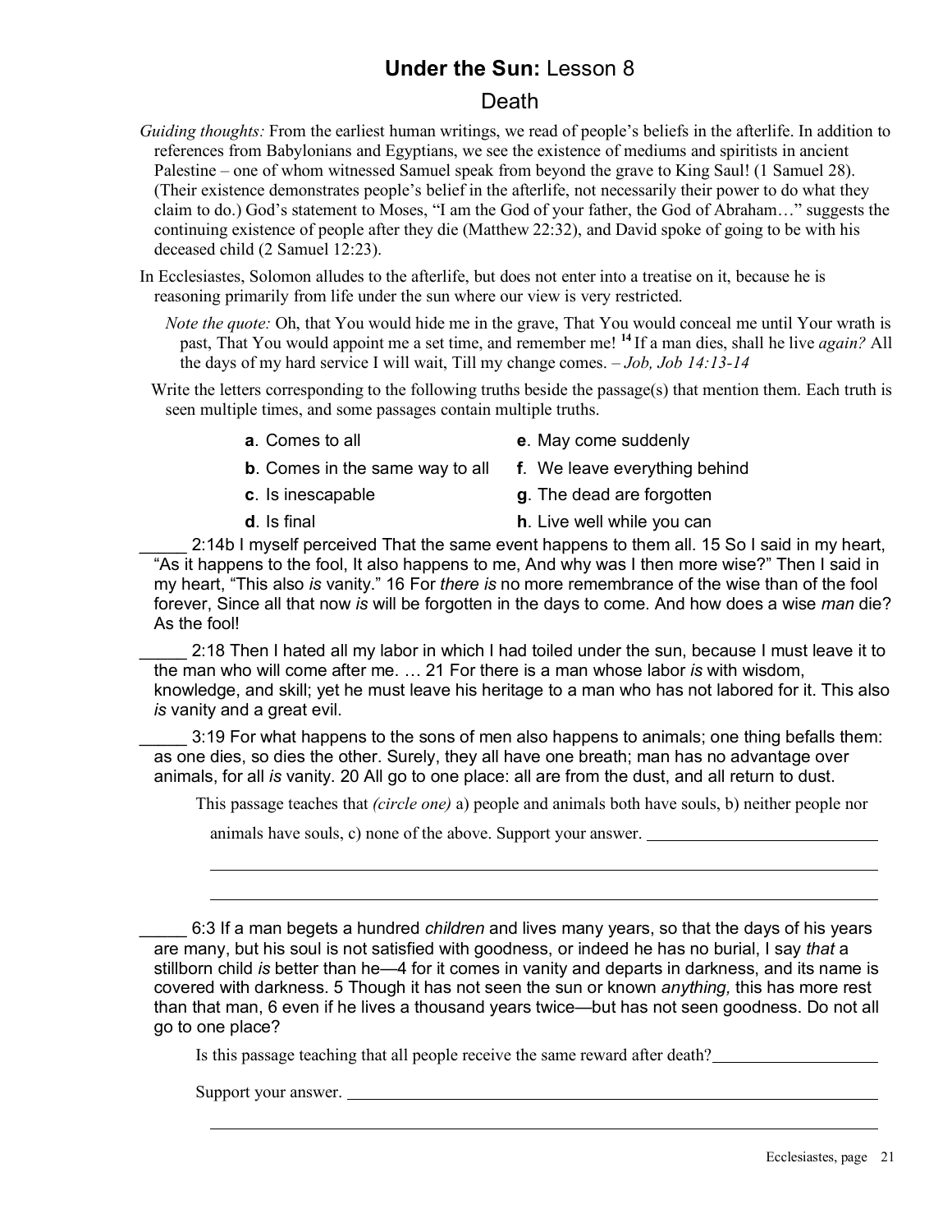# Under the Sun: Lesson 8

## Death

*Guiding thoughts:* From the earliest human writings, we read of people's beliefs in the afterlife. In addition to references from Babylonians and Egyptians, we see the existence of mediums and spiritists in ancient Palestine – one of whom witnessed Samuel speak from beyond the grave to King Saul! (1 Samuel 28). (Their existence demonstrates people's belief in the afterlife, not necessarily their power to do what they claim to do.) God's statement to Moses, "I am the God of your father, the God of Abraham…" suggests the continuing existence of people after they die (Matthew 22:32), and David spoke of going to be with his deceased child (2 Samuel 12:23).

In Ecclesiastes, Solomon alludes to the afterlife, but does not enter into a treatise on it, because he is reasoning primarily from life under the sun where our view is very restricted.

> *Note the quote:* Oh, that You would hide me in the grave, That You would conceal me until Your wrath is past, That You would appoint me a set time, and remember me! [14] If a man dies, shall he live *again?* All the days of my hard service I will wait, Till my change comes. – *Job, Job 14:13-14*

Write the letters corresponding to the following truths beside the passage(s) that mention them. Each truth is seen multiple times, and some passages contain multiple truths.

| | |
|---|---|
| **a**. Comes to all | **e**. May come suddenly |
| **b**. Comes in the same way to all | **f**. We leave everything behind |
| **c**. Is inescapable | **g**. The dead are forgotten |
| **d**. Is final | **h**. Live well while you can |

_____ 2:14b I myself perceived That the same event happens to them all. 15 So I said in my heart, "As it happens to the fool, It also happens to me, And why was I then more wise?" Then I said in my heart, "This also *is* vanity." 16 For *there is* no more remembrance of the wise than of the fool forever, Since all that now *is* will be forgotten in the days to come. And how does a wise *man* die? As the fool!

_____ 2:18 Then I hated all my labor in which I had toiled under the sun, because I must leave it to the man who will come after me. … 21 For there is a man whose labor *is* with wisdom, knowledge, and skill; yet he must leave his heritage to a man who has not labored for it. This also *is* vanity and a great evil.

_____ 3:19 For what happens to the sons of men also happens to animals; one thing befalls them: as one dies, so dies the other. Surely, they all have one breath; man has no advantage over animals, for all *is* vanity. 20 All go to one place: all are from the dust, and all return to dust.

This passage teaches that *(circle one)* a) people and animals both have souls, b) neither people nor animals have souls, c) none of the above. Support your answer. ____________________________

_______________________________________________________________________________

_______________________________________________________________________________

_____ 6:3 If a man begets a hundred *children* and lives many years, so that the days of his years are many, but his soul is not satisfied with goodness, or indeed he has no burial, I say *that* a stillborn child *is* better than he—4 for it comes in vanity and departs in darkness, and its name is covered with darkness. 5 Though it has not seen the sun or known *anything,* this has more rest than that man, 6 even if he lives a thousand years twice—but has not seen goodness. Do not all go to one place?

Is this passage teaching that all people receive the same reward after death? ____________________

Support your answer. _______________________________________________________________

_______________________________________________________________________________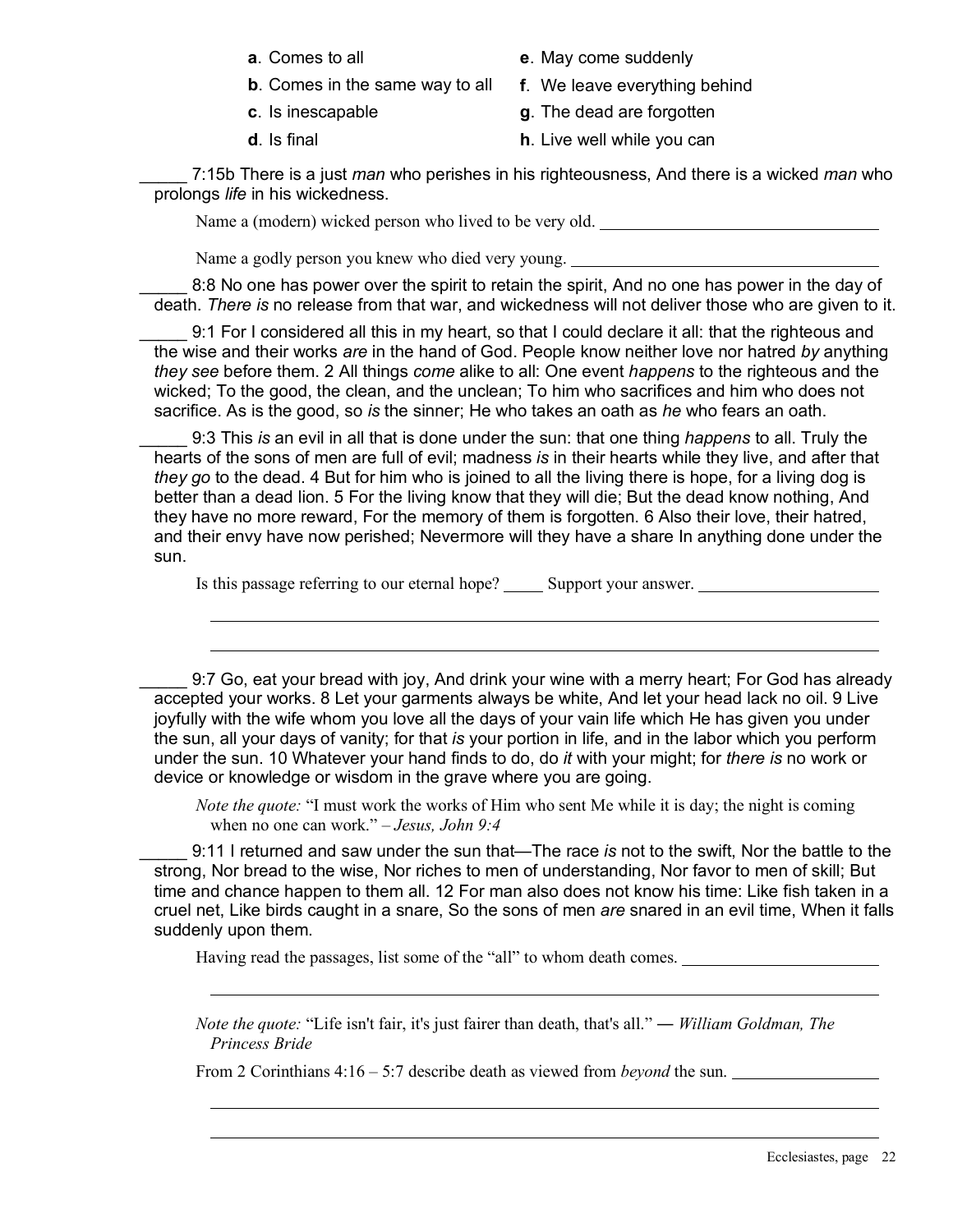- **a**. Comes to all
- **b**. Comes in the same way to all
- **c**. Is inescapable
- **d**. Is final
- **e**. May come suddenly
- **f**. We leave everything behind
- **g**. The dead are forgotten
- **h**. Live well while you can

_____ 7:15b There is a just *man* who perishes in his righteousness, And there is a wicked *man* who prolongs *life* in his wickedness.

Name a (modern) wicked person who lived to be very old. ______________________________

Name a godly person you knew who died very young. ______________________________

_____ 8:8 No one has power over the spirit to retain the spirit, And no one has power in the day of death. *There is* no release from that war, and wickedness will not deliver those who are given to it.

_____ 9:1 For I considered all this in my heart, so that I could declare it all: that the righteous and the wise and their works *are* in the hand of God. People know neither love nor hatred *by* anything *they see* before them. 2 All things *come* alike to all: One event *happens* to the righteous and the wicked; To the good, the clean, and the unclean; To him who sacrifices and him who does not sacrifice. As is the good, so *is* the sinner; He who takes an oath as *he* who fears an oath.

_____ 9:3 This *is* an evil in all that is done under the sun: that one thing *happens* to all. Truly the hearts of the sons of men are full of evil; madness *is* in their hearts while they live, and after that *they go* to the dead. 4 But for him who is joined to all the living there is hope, for a living dog is better than a dead lion. 5 For the living know that they will die; But the dead know nothing, And they have no more reward, For the memory of them is forgotten. 6 Also their love, their hatred, and their envy have now perished; Nevermore will they have a share In anything done under the sun.

Is this passage referring to our eternal hope? _____ Support your answer. ______________________________

______________________________________________________________________________

______________________________________________________________________________

_____ 9:7 Go, eat your bread with joy, And drink your wine with a merry heart; For God has already accepted your works. 8 Let your garments always be white, And let your head lack no oil. 9 Live joyfully with the wife whom you love all the days of your vain life which He has given you under the sun, all your days of vanity; for that *is* your portion in life, and in the labor which you perform under the sun. 10 Whatever your hand finds to do, do *it* with your might; for *there is* no work or device or knowledge or wisdom in the grave where you are going.

*Note the quote:* "I must work the works of Him who sent Me while it is day; the night is coming when no one can work." – *Jesus, John 9:4*

_____ 9:11 I returned and saw under the sun that—The race *is* not to the swift, Nor the battle to the strong, Nor bread to the wise, Nor riches to men of understanding, Nor favor to men of skill; But time and chance happen to them all. 12 For man also does not know his time: Like fish taken in a cruel net, Like birds caught in a snare, So the sons of men *are* snared in an evil time, When it falls suddenly upon them.

Having read the passages, list some of the "all" to whom death comes. ______________________________

______________________________________________________________________________

*Note the quote:* "Life isn't fair, it's just fairer than death, that's all." ― *William Goldman, The Princess Bride*

From 2 Corinthians 4:16 – 5:7 describe death as viewed from *beyond* the sun. ______________________________

______________________________________________________________________________

______________________________________________________________________________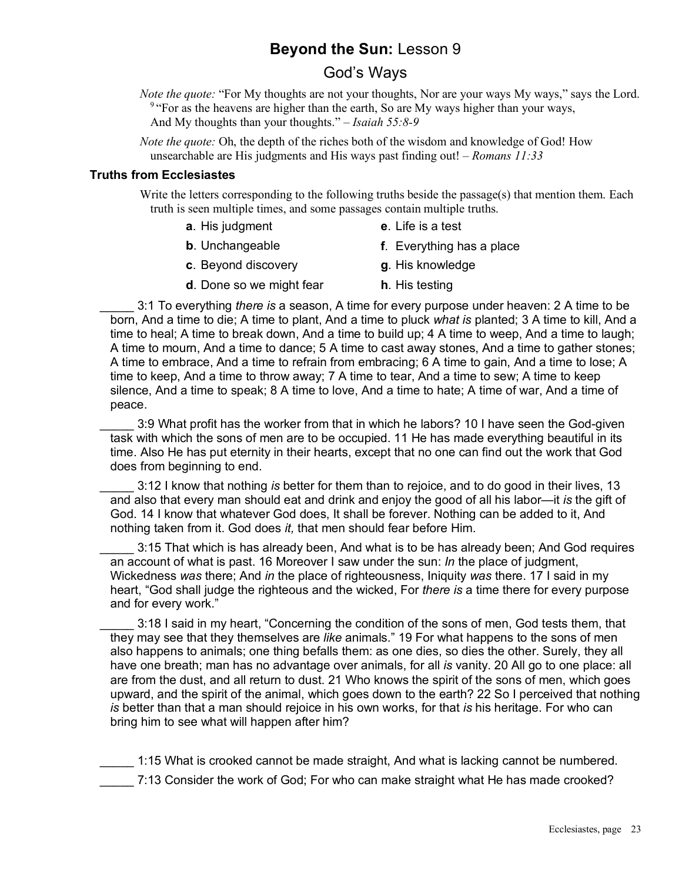# **Beyond the Sun:** Lesson 9

## God's Ways

*Note the quote:* "For My thoughts are not your thoughts, Nor are your ways My ways," says the Lord. [9] "For as the heavens are higher than the earth, So are My ways higher than your ways, And My thoughts than your thoughts." – *Isaiah 55:8-9*

*Note the quote:* Oh, the depth of the riches both of the wisdom and knowledge of God! How unsearchable are His judgments and His ways past finding out! – *Romans 11:33*

### Truths from Ecclesiastes

Write the letters corresponding to the following truths beside the passage(s) that mention them. Each truth is seen multiple times, and some passages contain multiple truths.

- **a**. His judgment
- **b**. Unchangeable
- **c**. Beyond discovery
- **d**. Done so we might fear
- **e**. Life is a test
- **f**. Everything has a place
- **g**. His knowledge
- **h**. His testing

_____ 3:1 To everything *there is* a season, A time for every purpose under heaven: 2 A time to be born, And a time to die; A time to plant, And a time to pluck *what is* planted; 3 A time to kill, And a time to heal; A time to break down, And a time to build up; 4 A time to weep, And a time to laugh; A time to mourn, And a time to dance; 5 A time to cast away stones, And a time to gather stones; A time to embrace, And a time to refrain from embracing; 6 A time to gain, And a time to lose; A time to keep, And a time to throw away; 7 A time to tear, And a time to sew; A time to keep silence, And a time to speak; 8 A time to love, And a time to hate; A time of war, And a time of peace.

_____ 3:9 What profit has the worker from that in which he labors? 10 I have seen the God-given task with which the sons of men are to be occupied. 11 He has made everything beautiful in its time. Also He has put eternity in their hearts, except that no one can find out the work that God does from beginning to end.

_____ 3:12 I know that nothing *is* better for them than to rejoice, and to do good in their lives, 13 and also that every man should eat and drink and enjoy the good of all his labor—it *is* the gift of God. 14 I know that whatever God does, It shall be forever. Nothing can be added to it, And nothing taken from it. God does *it,* that men should fear before Him.

_____ 3:15 That which is has already been, And what is to be has already been; And God requires an account of what is past. 16 Moreover I saw under the sun: *In* the place of judgment, Wickedness *was* there; And *in* the place of righteousness, Iniquity *was* there. 17 I said in my heart, "God shall judge the righteous and the wicked, For *there is* a time there for every purpose and for every work."

_____ 3:18 I said in my heart, "Concerning the condition of the sons of men, God tests them, that they may see that they themselves are *like* animals." 19 For what happens to the sons of men also happens to animals; one thing befalls them: as one dies, so dies the other. Surely, they all have one breath; man has no advantage over animals, for all *is* vanity. 20 All go to one place: all are from the dust, and all return to dust. 21 Who knows the spirit of the sons of men, which goes upward, and the spirit of the animal, which goes down to the earth? 22 So I perceived that nothing *is* better than that a man should rejoice in his own works, for that *is* his heritage. For who can bring him to see what will happen after him?

_____ 1:15 What is crooked cannot be made straight, And what is lacking cannot be numbered.

_____ 7:13 Consider the work of God; For who can make straight what He has made crooked?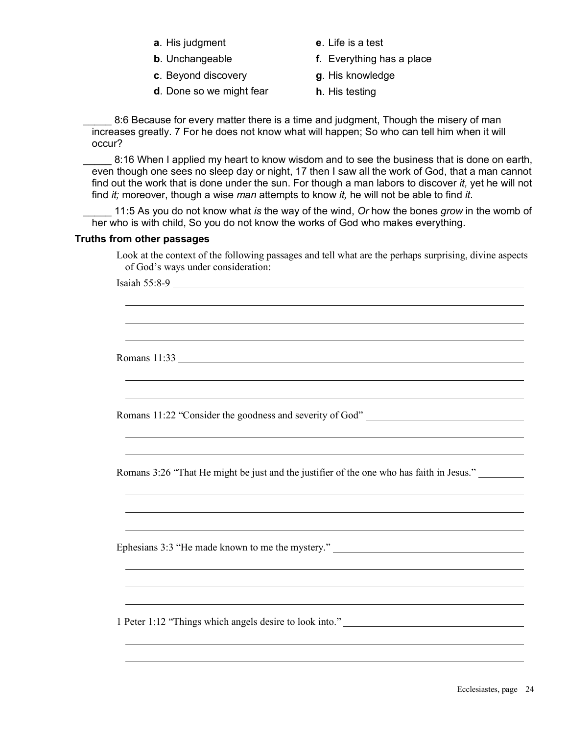**a**. His judgment

**b**. Unchangeable

**c**. Beyond discovery

**d**. Done so we might fear

**e**. Life is a test

**f**. Everything has a place

**g**. His knowledge

**h**. His testing

_____ 8:6 Because for every matter there is a time and judgment, Though the misery of man increases greatly. 7 For he does not know what will happen; So who can tell him when it will occur?

_____ 8:16 When I applied my heart to know wisdom and to see the business that is done on earth, even though one sees no sleep day or night, 17 then I saw all the work of God, that a man cannot find out the work that is done under the sun. For though a man labors to discover *it,* yet he will not find *it;* moreover, though a wise *man* attempts to know *it,* he will not be able to find *it*.

_____ 11:5 As you do not know what *is* the way of the wind, *Or* how the bones *grow* in the womb of her who is with child, So you do not know the works of God who makes everything.

### Truths from other passages

Look at the context of the following passages and tell what are the perhaps surprising, divine aspects of God's ways under consideration:

Isaiah 55:8-9 ____________________

Romans 11:33 ____________________

Romans 11:22 "Consider the goodness and severity of God" ____________________

Romans 3:26 "That He might be just and the justifier of the one who has faith in Jesus." ____________________

Ephesians 3:3 "He made known to me the mystery." ____________________

1 Peter 1:12 "Things which angels desire to look into." ____________________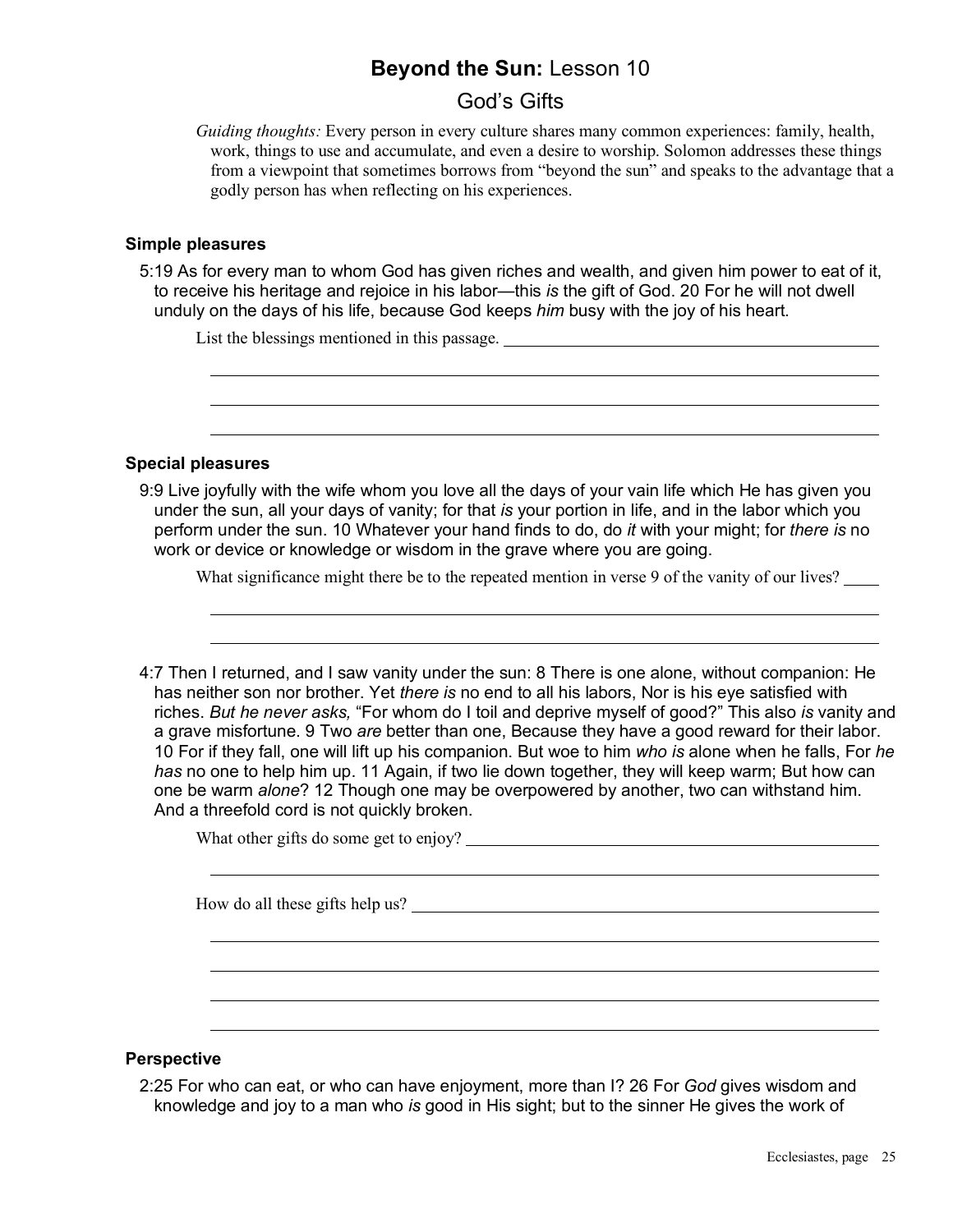# **Beyond the Sun:** Lesson 10

## God's Gifts

*Guiding thoughts:* Every person in every culture shares many common experiences: family, health, work, things to use and accumulate, and even a desire to worship. Solomon addresses these things from a viewpoint that sometimes borrows from "beyond the sun" and speaks to the advantage that a godly person has when reflecting on his experiences.

### Simple pleasures

5:19 As for every man to whom God has given riches and wealth, and given him power to eat of it, to receive his heritage and rejoice in his labor—this *is* the gift of God. 20 For he will not dwell unduly on the days of his life, because God keeps *him* busy with the joy of his heart.

List the blessings mentioned in this passage. ____________________

____________________

____________________

____________________

### Special pleasures

9:9 Live joyfully with the wife whom you love all the days of your vain life which He has given you under the sun, all your days of vanity; for that *is* your portion in life, and in the labor which you perform under the sun. 10 Whatever your hand finds to do, do *it* with your might; for *there is* no work or device or knowledge or wisdom in the grave where you are going.

What significance might there be to the repeated mention in verse 9 of the vanity of our lives? ____

____________________

____________________

4:7 Then I returned, and I saw vanity under the sun: 8 There is one alone, without companion: He has neither son nor brother. Yet *there is* no end to all his labors, Nor is his eye satisfied with riches. *But he never asks,* "For whom do I toil and deprive myself of good?" This also *is* vanity and a grave misfortune. 9 Two *are* better than one, Because they have a good reward for their labor. 10 For if they fall, one will lift up his companion. But woe to him *who is* alone when he falls, For *he has* no one to help him up. 11 Again, if two lie down together, they will keep warm; But how can one be warm *alone*? 12 Though one may be overpowered by another, two can withstand him. And a threefold cord is not quickly broken.

What other gifts do some get to enjoy? ____________________

____________________

How do all these gifts help us? ____________________

____________________

____________________

____________________

____________________

### Perspective

2:25 For who can eat, or who can have enjoyment, more than I? 26 For *God* gives wisdom and knowledge and joy to a man who *is* good in His sight; but to the sinner He gives the work of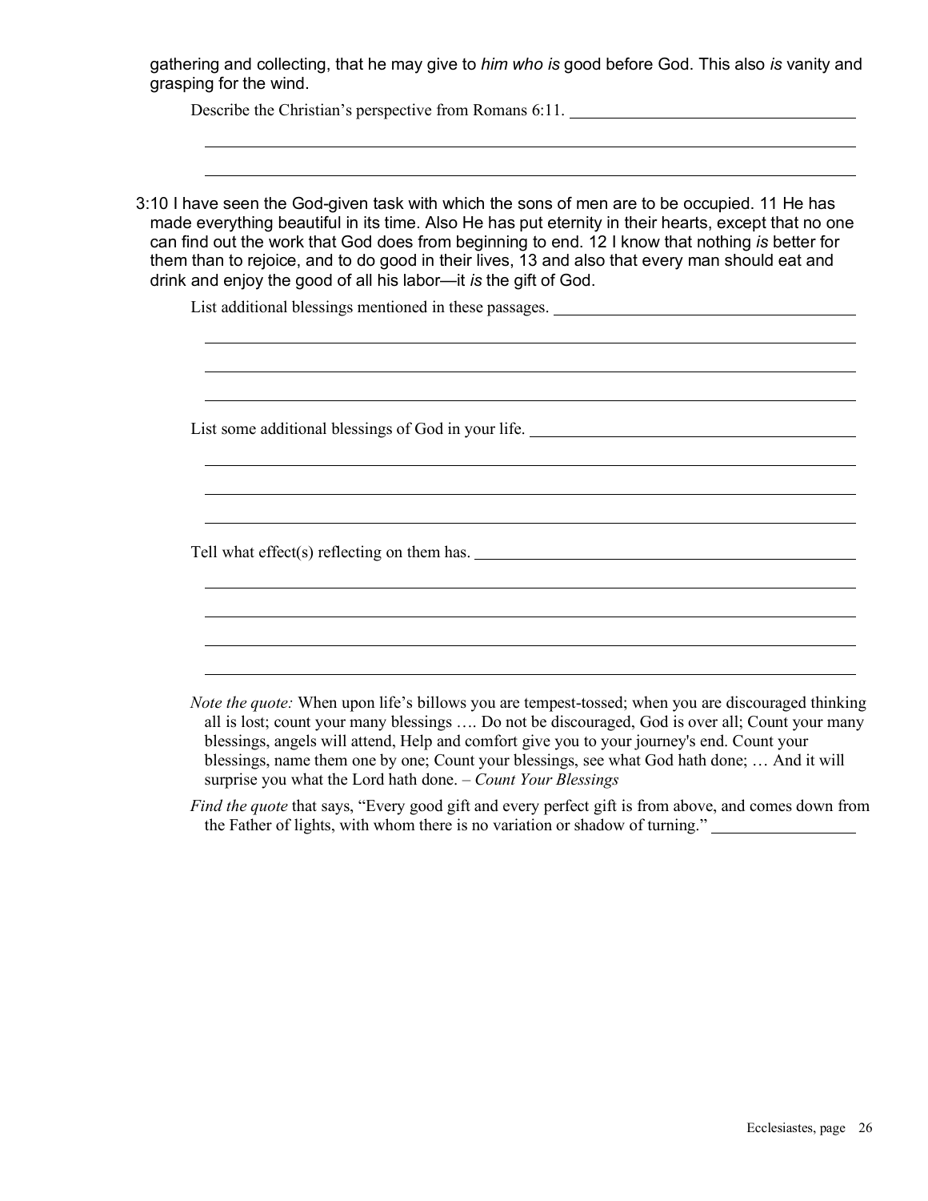gathering and collecting, that he may give to *him who is* good before God. This also *is* vanity and grasping for the wind.

Describe the Christian's perspective from Romans 6:11. ______________________________

______________________________________________________________________

______________________________________________________________________

3:10 I have seen the God-given task with which the sons of men are to be occupied. 11 He has made everything beautiful in its time. Also He has put eternity in their hearts, except that no one can find out the work that God does from beginning to end. 12 I know that nothing *is* better for them than to rejoice, and to do good in their lives, 13 and also that every man should eat and drink and enjoy the good of all his labor—it *is* the gift of God.

List additional blessings mentioned in these passages. ______________________________

______________________________________________________________________

______________________________________________________________________

______________________________________________________________________

List some additional blessings of God in your life. ______________________________

______________________________________________________________________

______________________________________________________________________

______________________________________________________________________

Tell what effect(s) reflecting on them has. ______________________________

______________________________________________________________________

______________________________________________________________________

______________________________________________________________________

______________________________________________________________________

*Note the quote:* When upon life's billows you are tempest-tossed; when you are discouraged thinking all is lost; count your many blessings …. Do not be discouraged, God is over all; Count your many blessings, angels will attend, Help and comfort give you to your journey's end. Count your blessings, name them one by one; Count your blessings, see what God hath done; … And it will surprise you what the Lord hath done. – *Count Your Blessings*

*Find the quote* that says, "Every good gift and every perfect gift is from above, and comes down from the Father of lights, with whom there is no variation or shadow of turning." ______________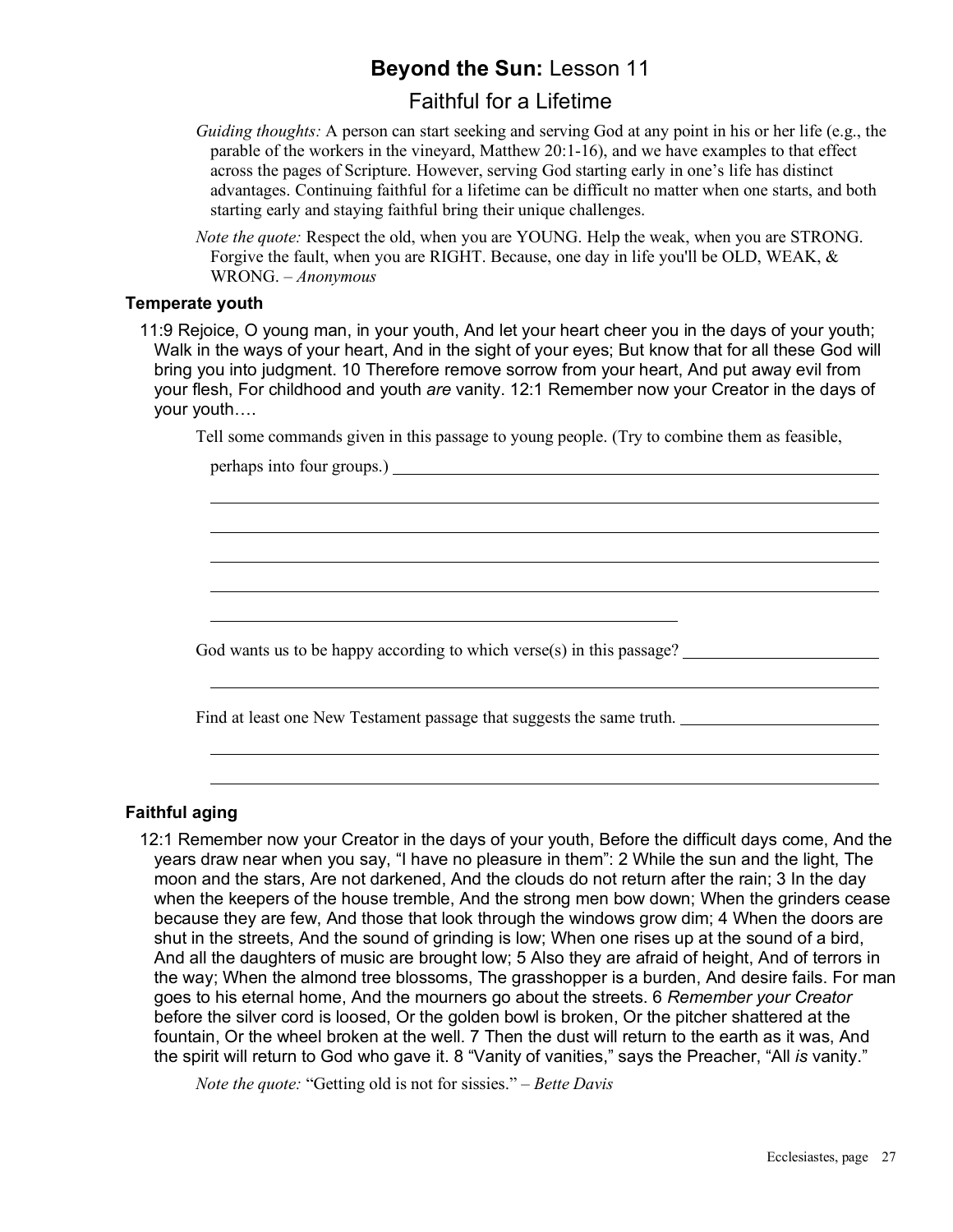# **Beyond the Sun:** Lesson 11

## Faithful for a Lifetime

*Guiding thoughts:* A person can start seeking and serving God at any point in his or her life (e.g., the parable of the workers in the vineyard, Matthew 20:1-16), and we have examples to that effect across the pages of Scripture. However, serving God starting early in one's life has distinct advantages. Continuing faithful for a lifetime can be difficult no matter when one starts, and both starting early and staying faithful bring their unique challenges.

*Note the quote:* Respect the old, when you are YOUNG. Help the weak, when you are STRONG. Forgive the fault, when you are RIGHT. Because, one day in life you'll be OLD, WEAK, & WRONG. – *Anonymous*

### Temperate youth

11:9 Rejoice, O young man, in your youth, And let your heart cheer you in the days of your youth; Walk in the ways of your heart, And in the sight of your eyes; But know that for all these God will bring you into judgment. 10 Therefore remove sorrow from your heart, And put away evil from your flesh, For childhood and youth *are* vanity. 12:1 Remember now your Creator in the days of your youth….

Tell some commands given in this passage to young people. (Try to combine them as feasible, perhaps into four groups.) ____________________

God wants us to be happy according to which verse(s) in this passage? ____________________

Find at least one New Testament passage that suggests the same truth. ____________________

### Faithful aging

12:1 Remember now your Creator in the days of your youth, Before the difficult days come, And the years draw near when you say, "I have no pleasure in them": 2 While the sun and the light, The moon and the stars, Are not darkened, And the clouds do not return after the rain; 3 In the day when the keepers of the house tremble, And the strong men bow down; When the grinders cease because they are few, And those that look through the windows grow dim; 4 When the doors are shut in the streets, And the sound of grinding is low; When one rises up at the sound of a bird, And all the daughters of music are brought low; 5 Also they are afraid of height, And of terrors in the way; When the almond tree blossoms, The grasshopper is a burden, And desire fails. For man goes to his eternal home, And the mourners go about the streets. 6 *Remember your Creator* before the silver cord is loosed, Or the golden bowl is broken, Or the pitcher shattered at the fountain, Or the wheel broken at the well. 7 Then the dust will return to the earth as it was, And the spirit will return to God who gave it. 8 "Vanity of vanities," says the Preacher, "All *is* vanity."

*Note the quote:* "Getting old is not for sissies." – *Bette Davis*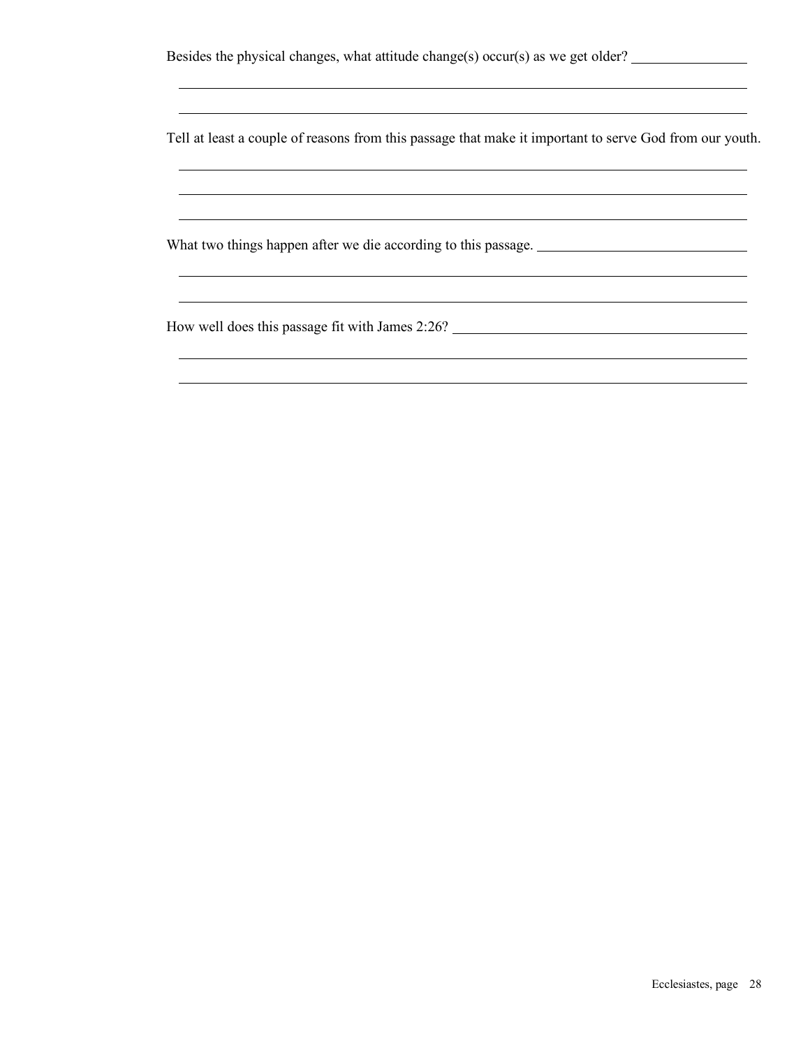Besides the physical changes, what attitude change(s) occur(s) as we get older? ________________

________________________________________________________________________________

________________________________________________________________________________

Tell at least a couple of reasons from this passage that make it important to serve God from our youth.

________________________________________________________________________________

________________________________________________________________________________

________________________________________________________________________________

What two things happen after we die according to this passage. ______________________________

________________________________________________________________________________

________________________________________________________________________________

How well does this passage fit with James 2:26? __________________________________________

________________________________________________________________________________

________________________________________________________________________________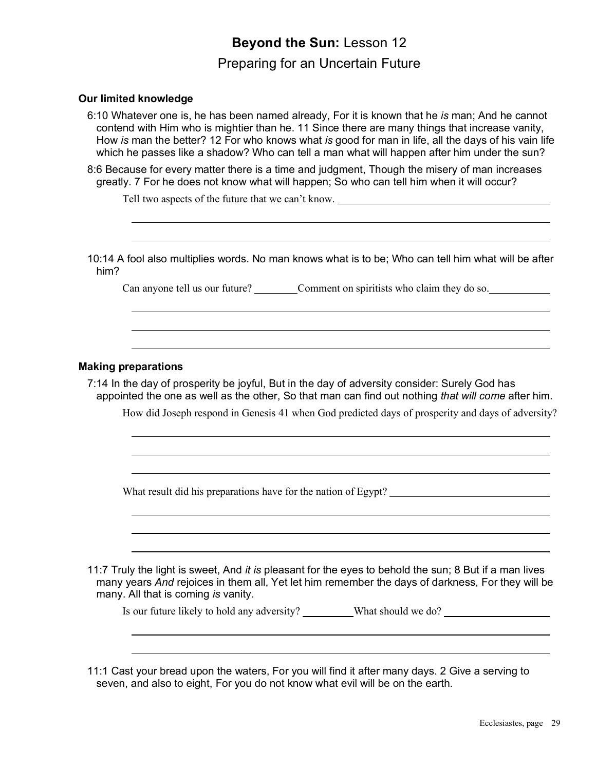# **Beyond the Sun:** Lesson 12

## Preparing for an Uncertain Future

### Our limited knowledge

6:10 Whatever one is, he has been named already, For it is known that he *is* man; And he cannot contend with Him who is mightier than he. 11 Since there are many things that increase vanity, How *is* man the better? 12 For who knows what *is* good for man in life, all the days of his vain life which he passes like a shadow? Who can tell a man what will happen after him under the sun?

8:6 Because for every matter there is a time and judgment, Though the misery of man increases greatly. 7 For he does not know what will happen; So who can tell him when it will occur?

Tell two aspects of the future that we can't know. ________________________________________

______________________________________________________________________________

______________________________________________________________________________

10:14 A fool also multiplies words. No man knows what is to be; Who can tell him what will be after him?

Can anyone tell us our future? ________Comment on spiritists who claim they do so.___________

______________________________________________________________________________

______________________________________________________________________________

______________________________________________________________________________

### Making preparations

7:14 In the day of prosperity be joyful, But in the day of adversity consider: Surely God has appointed the one as well as the other, So that man can find out nothing *that will come* after him.

How did Joseph respond in Genesis 41 when God predicted days of prosperity and days of adversity?

______________________________________________________________________________

______________________________________________________________________________

______________________________________________________________________________

What result did his preparations have for the nation of Egypt? ______________________________

______________________________________________________________________________

______________________________________________________________________________

______________________________________________________________________________

11:7 Truly the light is sweet, And *it is* pleasant for the eyes to behold the sun; 8 But if a man lives many years *And* rejoices in them all, Yet let him remember the days of darkness, For they will be many. All that is coming *is* vanity.

Is our future likely to hold any adversity? _________What should we do? ___________________

______________________________________________________________________________

______________________________________________________________________________

11:1 Cast your bread upon the waters, For you will find it after many days. 2 Give a serving to seven, and also to eight, For you do not know what evil will be on the earth.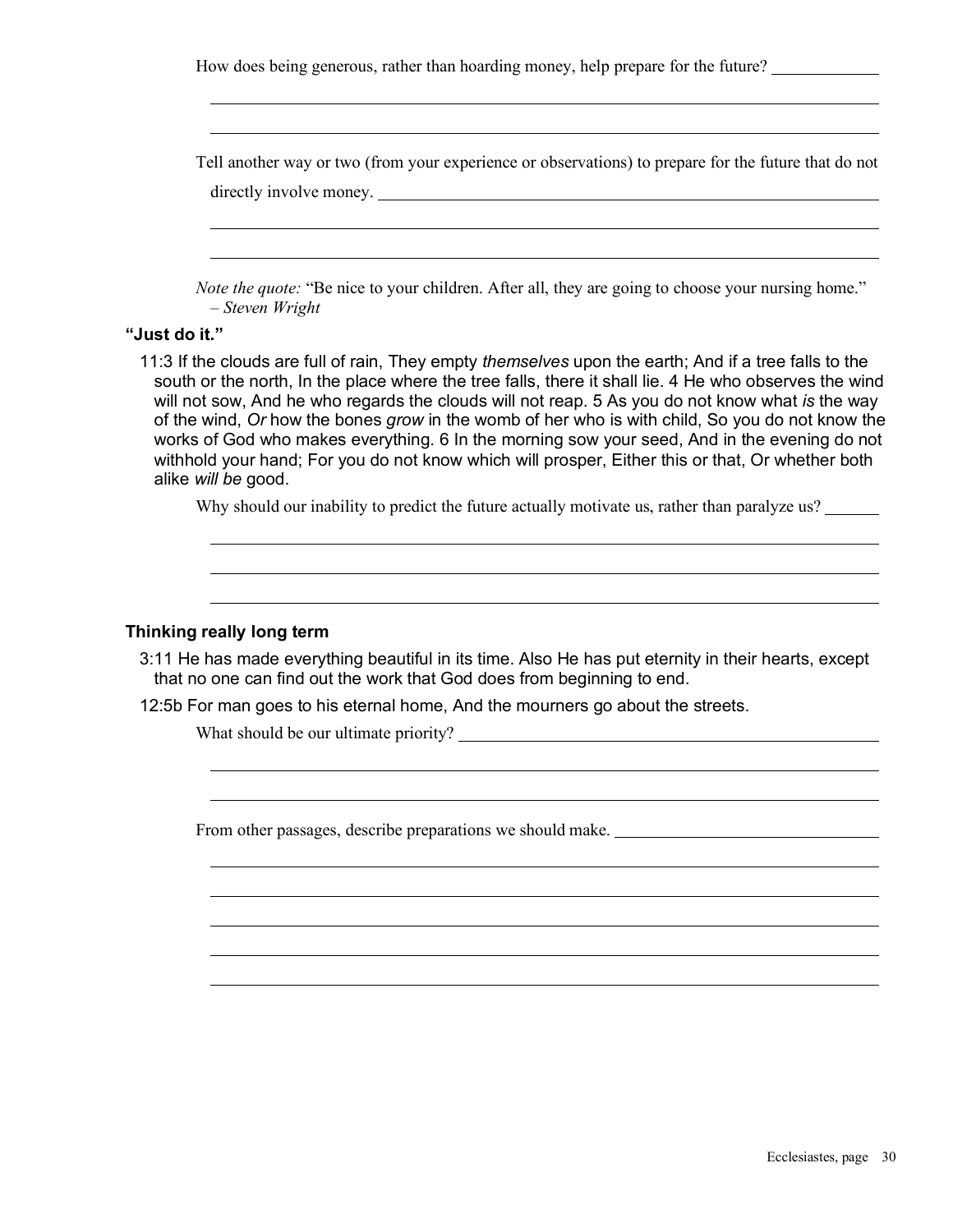How does being generous, rather than hoarding money, help prepare for the future?

Tell another way or two (from your experience or observations) to prepare for the future that do not directly involve money.

*Note the quote:* "Be nice to your children. After all, they are going to choose your nursing home." – *Steven Wright*

### "Just do it."

11:3 If the clouds are full of rain, They empty *themselves* upon the earth; And if a tree falls to the south or the north, In the place where the tree falls, there it shall lie. 4 He who observes the wind will not sow, And he who regards the clouds will not reap. 5 As you do not know what *is* the way of the wind, *Or* how the bones *grow* in the womb of her who is with child, So you do not know the works of God who makes everything. 6 In the morning sow your seed, And in the evening do not withhold your hand; For you do not know which will prosper, Either this or that, Or whether both alike *will be* good.

Why should our inability to predict the future actually motivate us, rather than paralyze us?

### Thinking really long term

3:11 He has made everything beautiful in its time. Also He has put eternity in their hearts, except that no one can find out the work that God does from beginning to end.

12:5b For man goes to his eternal home, And the mourners go about the streets.

What should be our ultimate priority?

From other passages, describe preparations we should make.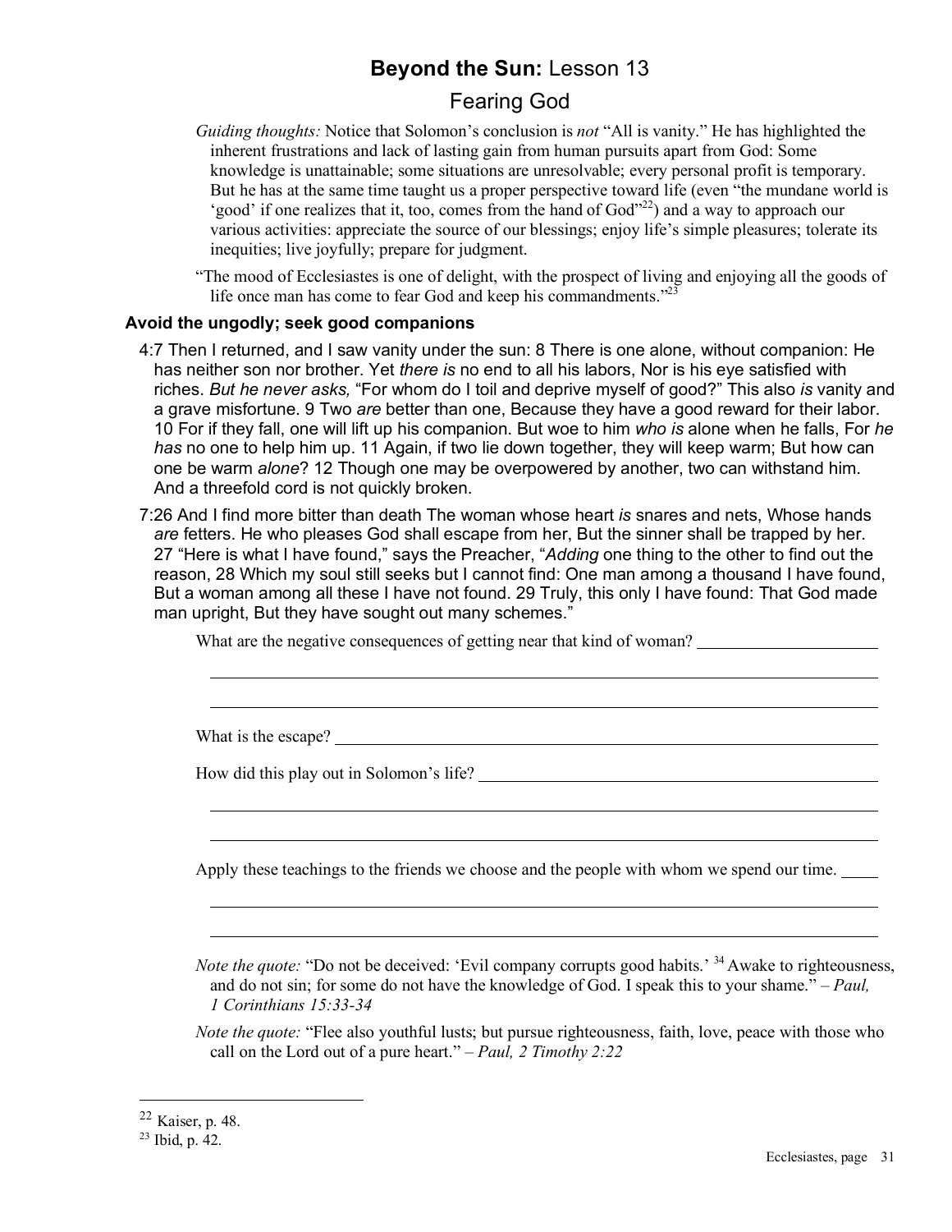# **Beyond the Sun:** Lesson 13

## Fearing God

*Guiding thoughts:* Notice that Solomon's conclusion is *not* "All is vanity." He has highlighted the inherent frustrations and lack of lasting gain from human pursuits apart from God: Some knowledge is unattainable; some situations are unresolvable; every personal profit is temporary. But he has at the same time taught us a proper perspective toward life (even "the mundane world is 'good' if one realizes that it, too, comes from the hand of God"[22]) and a way to approach our various activities: appreciate the source of our blessings; enjoy life's simple pleasures; tolerate its inequities; live joyfully; prepare for judgment.

"The mood of Ecclesiastes is one of delight, with the prospect of living and enjoying all the goods of life once man has come to fear God and keep his commandments."[23]

### Avoid the ungodly; seek good companions

4:7 Then I returned, and I saw vanity under the sun: 8 There is one alone, without companion: He has neither son nor brother. Yet *there is* no end to all his labors, Nor is his eye satisfied with riches. *But he never asks,* "For whom do I toil and deprive myself of good?" This also *is* vanity and a grave misfortune. 9 Two *are* better than one, Because they have a good reward for their labor. 10 For if they fall, one will lift up his companion. But woe to him *who is* alone when he falls, For *he has* no one to help him up. 11 Again, if two lie down together, they will keep warm; But how can one be warm *alone*? 12 Though one may be overpowered by another, two can withstand him. And a threefold cord is not quickly broken.

7:26 And I find more bitter than death The woman whose heart *is* snares and nets, Whose hands *are* fetters. He who pleases God shall escape from her, But the sinner shall be trapped by her. 27 "Here is what I have found," says the Preacher, "*Adding* one thing to the other to find out the reason, 28 Which my soul still seeks but I cannot find: One man among a thousand I have found, But a woman among all these I have not found. 29 Truly, this only I have found: That God made man upright, But they have sought out many schemes."

What are the negative consequences of getting near that kind of woman? \_\_\_\_\_\_\_\_\_\_\_\_\_\_\_\_\_\_\_\_

\_\_\_\_\_\_\_\_\_\_\_\_\_\_\_\_\_\_\_\_\_\_\_\_\_\_\_\_\_\_\_\_\_\_\_\_\_\_\_\_\_\_\_\_\_\_\_\_\_\_\_\_\_\_\_\_\_\_\_\_\_\_\_\_

\_\_\_\_\_\_\_\_\_\_\_\_\_\_\_\_\_\_\_\_\_\_\_\_\_\_\_\_\_\_\_\_\_\_\_\_\_\_\_\_\_\_\_\_\_\_\_\_\_\_\_\_\_\_\_\_\_\_\_\_\_\_\_\_

What is the escape? \_\_\_\_\_\_\_\_\_\_\_\_\_\_\_\_\_\_\_\_\_\_\_\_\_\_\_\_\_\_\_\_\_\_\_\_\_\_\_\_\_\_\_\_\_\_\_\_\_\_\_\_

How did this play out in Solomon's life? \_\_\_\_\_\_\_\_\_\_\_\_\_\_\_\_\_\_\_\_\_\_\_\_\_\_\_\_\_\_\_\_\_\_\_\_\_\_\_\_

\_\_\_\_\_\_\_\_\_\_\_\_\_\_\_\_\_\_\_\_\_\_\_\_\_\_\_\_\_\_\_\_\_\_\_\_\_\_\_\_\_\_\_\_\_\_\_\_\_\_\_\_\_\_\_\_\_\_\_\_\_\_\_\_

\_\_\_\_\_\_\_\_\_\_\_\_\_\_\_\_\_\_\_\_\_\_\_\_\_\_\_\_\_\_\_\_\_\_\_\_\_\_\_\_\_\_\_\_\_\_\_\_\_\_\_\_\_\_\_\_\_\_\_\_\_\_\_\_

Apply these teachings to the friends we choose and the people with whom we spend our time. \_\_\_\_

\_\_\_\_\_\_\_\_\_\_\_\_\_\_\_\_\_\_\_\_\_\_\_\_\_\_\_\_\_\_\_\_\_\_\_\_\_\_\_\_\_\_\_\_\_\_\_\_\_\_\_\_\_\_\_\_\_\_\_\_\_\_\_\_

\_\_\_\_\_\_\_\_\_\_\_\_\_\_\_\_\_\_\_\_\_\_\_\_\_\_\_\_\_\_\_\_\_\_\_\_\_\_\_\_\_\_\_\_\_\_\_\_\_\_\_\_\_\_\_\_\_\_\_\_\_\_\_\_

*Note the quote:* "Do not be deceived: 'Evil company corrupts good habits.' [34] Awake to righteousness, and do not sin; for some do not have the knowledge of God. I speak this to your shame." – *Paul, 1 Corinthians 15:33-34*

*Note the quote:* "Flee also youthful lusts; but pursue righteousness, faith, love, peace with those who call on the Lord out of a pure heart." – *Paul, 2 Timothy 2:22*

---

[22] Kaiser, p. 48.

[23] Ibid, p. 42.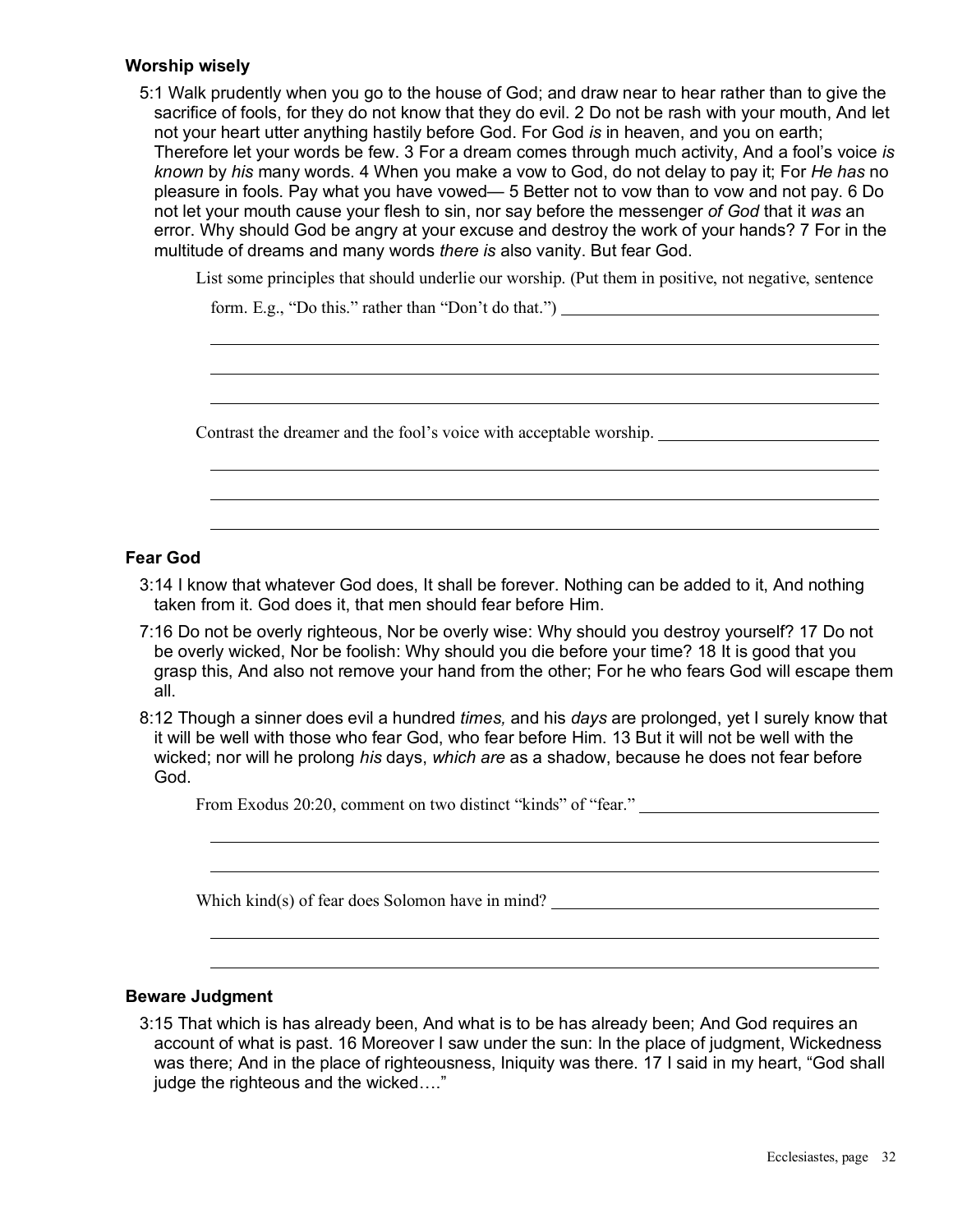### Worship wisely

5:1 Walk prudently when you go to the house of God; and draw near to hear rather than to give the sacrifice of fools, for they do not know that they do evil. 2 Do not be rash with your mouth, And let not your heart utter anything hastily before God. For God *is* in heaven, and you on earth; Therefore let your words be few. 3 For a dream comes through much activity, And a fool's voice *is known* by *his* many words. 4 When you make a vow to God, do not delay to pay it; For *He has* no pleasure in fools. Pay what you have vowed— 5 Better not to vow than to vow and not pay. 6 Do not let your mouth cause your flesh to sin, nor say before the messenger *of God* that it *was* an error. Why should God be angry at your excuse and destroy the work of your hands? 7 For in the multitude of dreams and many words *there is* also vanity. But fear God.

List some principles that should underlie our worship. (Put them in positive, not negative, sentence form. E.g., "Do this." rather than "Don't do that.") ______________________________

______________________________________________________________________

______________________________________________________________________

______________________________________________________________________

Contrast the dreamer and the fool's voice with acceptable worship. ______________________________

______________________________________________________________________

______________________________________________________________________

______________________________________________________________________

### Fear God

3:14 I know that whatever God does, It shall be forever. Nothing can be added to it, And nothing taken from it. God does it, that men should fear before Him.

7:16 Do not be overly righteous, Nor be overly wise: Why should you destroy yourself? 17 Do not be overly wicked, Nor be foolish: Why should you die before your time? 18 It is good that you grasp this, And also not remove your hand from the other; For he who fears God will escape them all.

8:12 Though a sinner does evil a hundred *times,* and his *days* are prolonged, yet I surely know that it will be well with those who fear God, who fear before Him. 13 But it will not be well with the wicked; nor will he prolong *his* days, *which are* as a shadow, because he does not fear before God.

From Exodus 20:20, comment on two distinct "kinds" of "fear." ______________________________

______________________________________________________________________

______________________________________________________________________

Which kind(s) of fear does Solomon have in mind? ______________________________

______________________________________________________________________

______________________________________________________________________

### Beware Judgment

3:15 That which is has already been, And what is to be has already been; And God requires an account of what is past. 16 Moreover I saw under the sun: In the place of judgment, Wickedness was there; And in the place of righteousness, Iniquity was there. 17 I said in my heart, "God shall judge the righteous and the wicked…."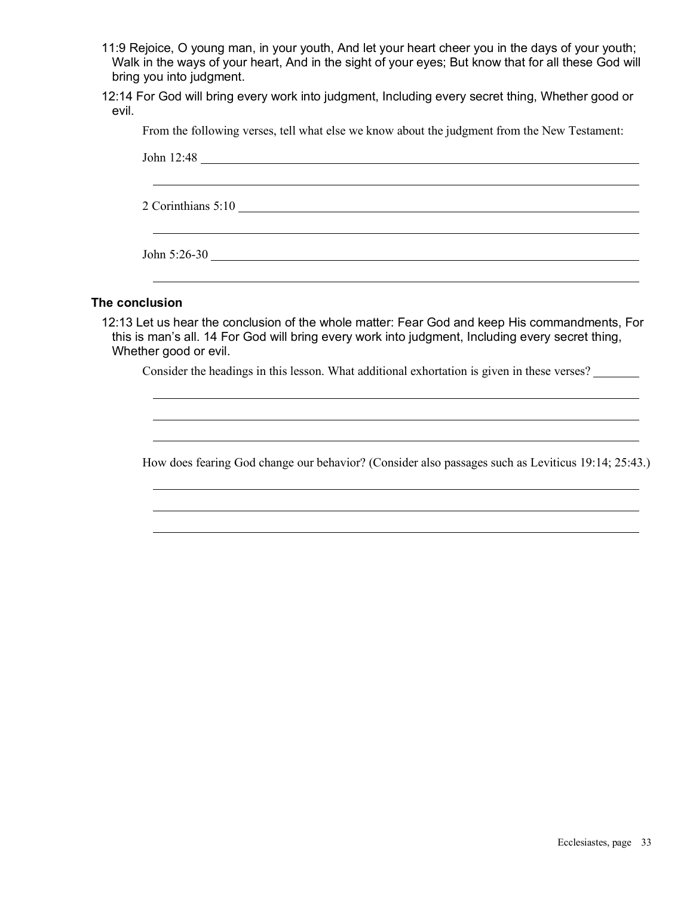11:9 Rejoice, O young man, in your youth, And let your heart cheer you in the days of your youth; Walk in the ways of your heart, And in the sight of your eyes; But know that for all these God will bring you into judgment.

12:14 For God will bring every work into judgment, Including every secret thing, Whether good or evil.

From the following verses, tell what else we know about the judgment from the New Testament:

John 12:48 \_\_\_\_\_\_\_\_\_\_\_\_\_\_\_\_\_\_\_\_\_\_\_\_\_\_\_\_\_\_\_\_\_\_\_\_\_\_\_\_

2 Corinthians 5:10 \_\_\_\_\_\_\_\_\_\_\_\_\_\_\_\_\_\_\_\_\_\_\_\_\_\_\_\_\_\_\_\_\_\_\_\_\_\_\_\_

John 5:26-30 \_\_\_\_\_\_\_\_\_\_\_\_\_\_\_\_\_\_\_\_\_\_\_\_\_\_\_\_\_\_\_\_\_\_\_\_\_\_\_\_

### The conclusion

12:13 Let us hear the conclusion of the whole matter: Fear God and keep His commandments, For this is man's all. 14 For God will bring every work into judgment, Including every secret thing, Whether good or evil.

Consider the headings in this lesson. What additional exhortation is given in these verses? \_\_\_\_\_\_\_\_

How does fearing God change our behavior? (Consider also passages such as Leviticus 19:14; 25:43.)